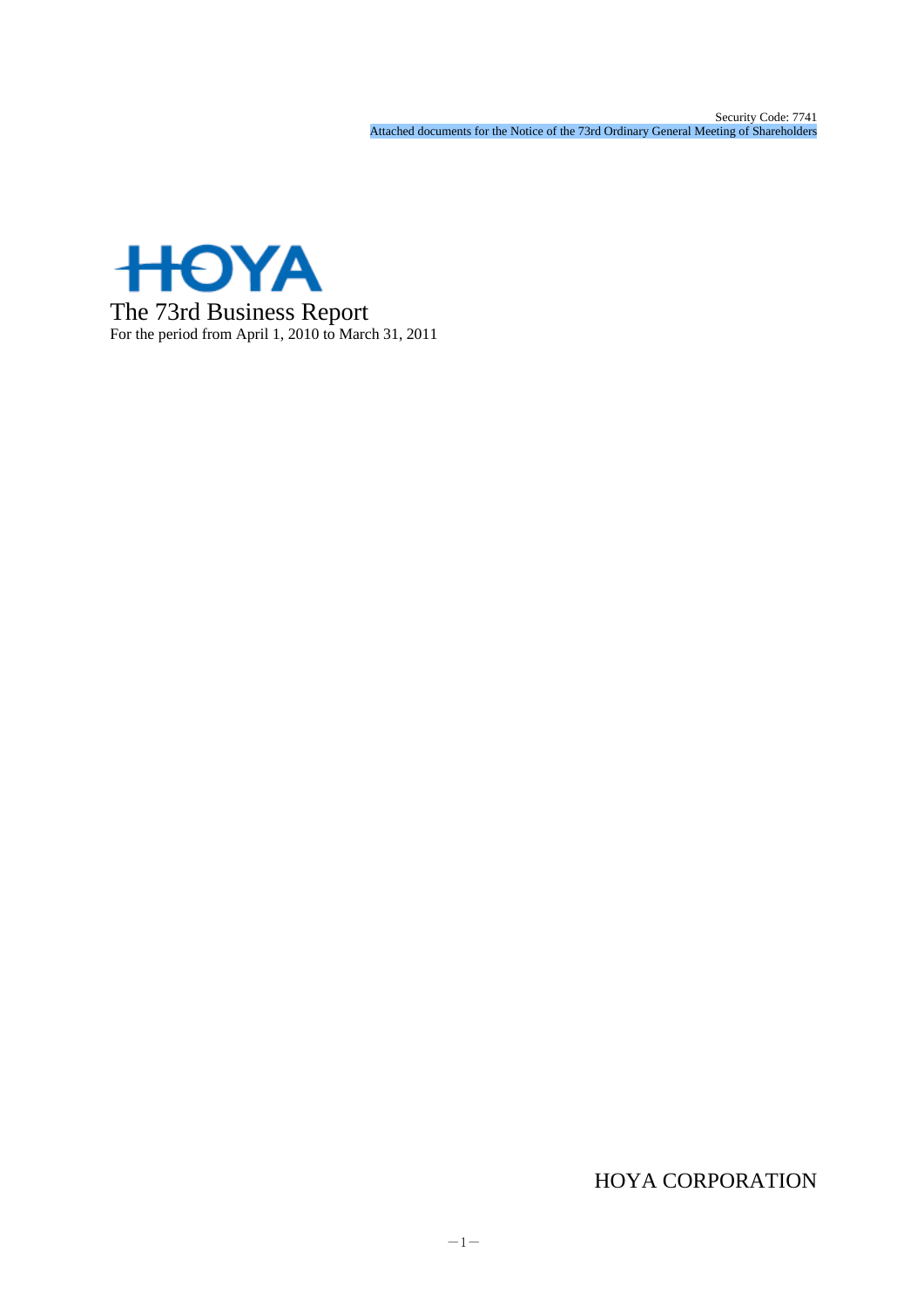Security Code: 7741

Attached documents for the Notice of the 73rd Ordinary General Meeting of Shareholders

HOYA

# The 73rd Business Report

For the period from April 1, 2010 to March 31, 2011

HOYA CORPORATION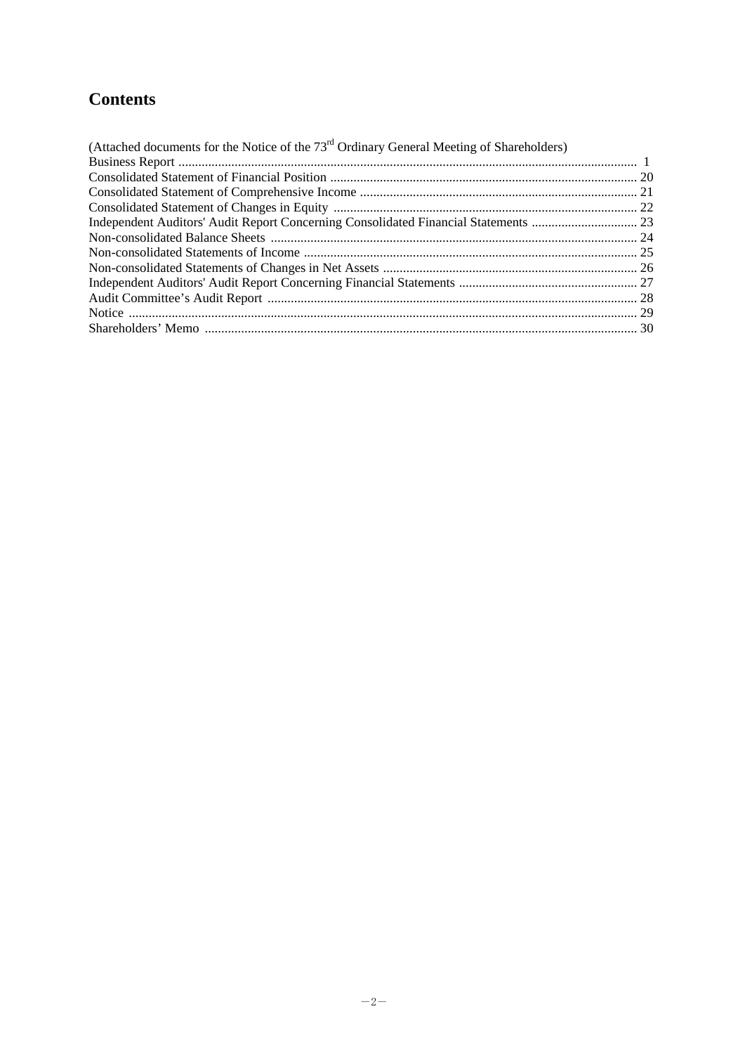# Contents

(Attached documents for the Notice of the 73rd Ordinary General Meeting of Shareholders)

| | |
|---|---|
| Business Report | 1 |
| Consolidated Statement of Financial Position | 20 |
| Consolidated Statement of Comprehensive Income | 21 |
| Consolidated Statement of Changes in Equity | 22 |
| Independent Auditors' Audit Report Concerning Consolidated Financial Statements | 23 |
| Non-consolidated Balance Sheets | 24 |
| Non-consolidated Statements of Income | 25 |
| Non-consolidated Statements of Changes in Net Assets | 26 |
| Independent Auditors' Audit Report Concerning Financial Statements | 27 |
| Audit Committee's Audit Report | 28 |
| Notice | 29 |
| Shareholders' Memo | 30 |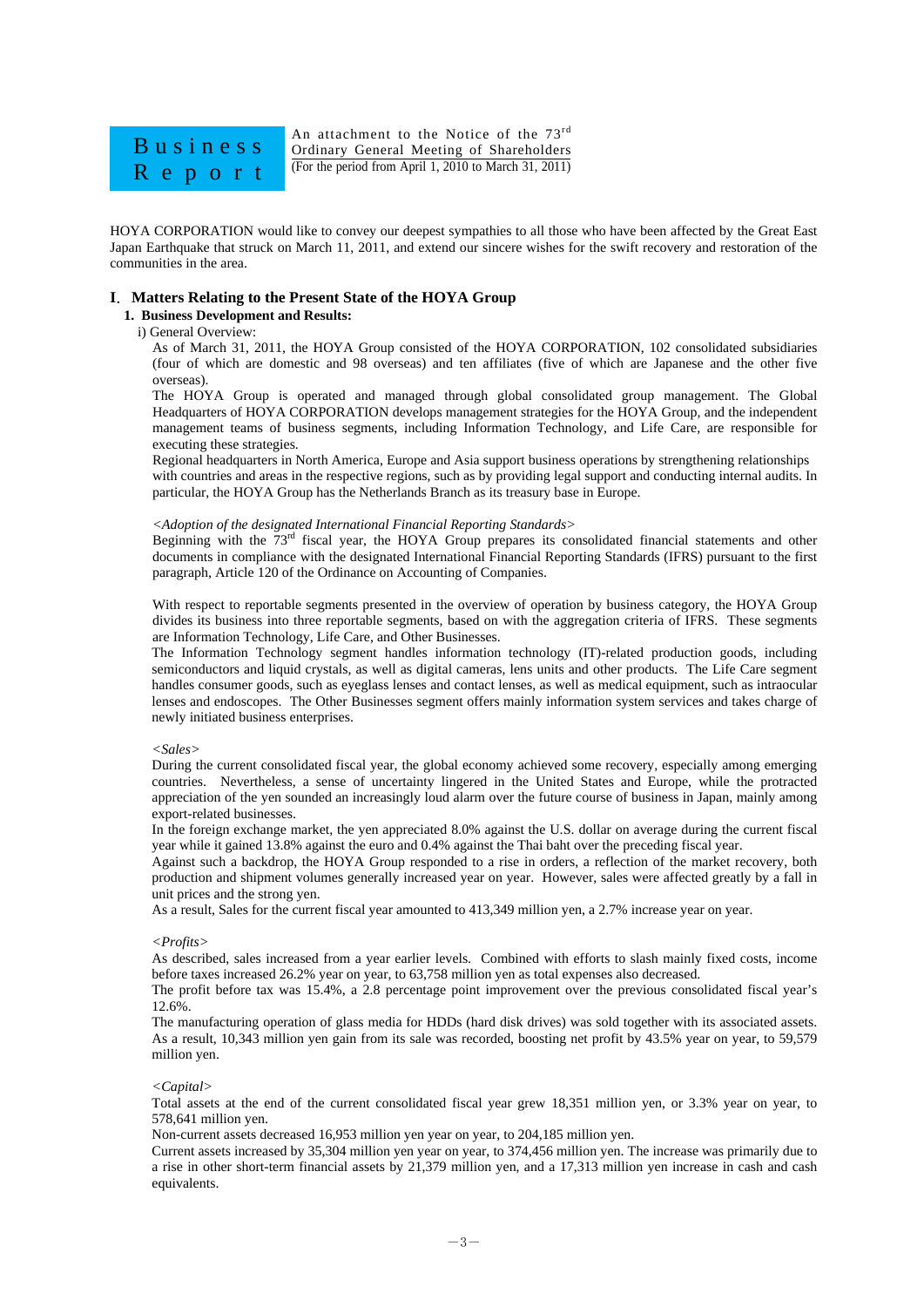# Business Report

An attachment to the Notice of the 73rd Ordinary General Meeting of Shareholders
(For the period from April 1, 2010 to March 31, 2011)

HOYA CORPORATION would like to convey our deepest sympathies to all those who have been affected by the Great East Japan Earthquake that struck on March 11, 2011, and extend our sincere wishes for the swift recovery and restoration of the communities in the area.

## I. Matters Relating to the Present State of the HOYA Group

### 1. Business Development and Results:

i) General Overview:

As of March 31, 2011, the HOYA Group consisted of the HOYA CORPORATION, 102 consolidated subsidiaries (four of which are domestic and 98 overseas) and ten affiliates (five of which are Japanese and the other five overseas).

The HOYA Group is operated and managed through global consolidated group management. The Global Headquarters of HOYA CORPORATION develops management strategies for the HOYA Group, and the independent management teams of business segments, including Information Technology, and Life Care, are responsible for executing these strategies.

Regional headquarters in North America, Europe and Asia support business operations by strengthening relationships with countries and areas in the respective regions, such as by providing legal support and conducting internal audits. In particular, the HOYA Group has the Netherlands Branch as its treasury base in Europe.

*<Adoption of the designated International Financial Reporting Standards>*

Beginning with the 73rd fiscal year, the HOYA Group prepares its consolidated financial statements and other documents in compliance with the designated International Financial Reporting Standards (IFRS) pursuant to the first paragraph, Article 120 of the Ordinance on Accounting of Companies.

With respect to reportable segments presented in the overview of operation by business category, the HOYA Group divides its business into three reportable segments, based on with the aggregation criteria of IFRS. These segments are Information Technology, Life Care, and Other Businesses.

The Information Technology segment handles information technology (IT)-related production goods, including semiconductors and liquid crystals, as well as digital cameras, lens units and other products. The Life Care segment handles consumer goods, such as eyeglass lenses and contact lenses, as well as medical equipment, such as intraocular lenses and endoscopes. The Other Businesses segment offers mainly information system services and takes charge of newly initiated business enterprises.

*<Sales>*

During the current consolidated fiscal year, the global economy achieved some recovery, especially among emerging countries. Nevertheless, a sense of uncertainty lingered in the United States and Europe, while the protracted appreciation of the yen sounded an increasingly loud alarm over the future course of business in Japan, mainly among export-related businesses.

In the foreign exchange market, the yen appreciated 8.0% against the U.S. dollar on average during the current fiscal year while it gained 13.8% against the euro and 0.4% against the Thai baht over the preceding fiscal year.

Against such a backdrop, the HOYA Group responded to a rise in orders, a reflection of the market recovery, both production and shipment volumes generally increased year on year. However, sales were affected greatly by a fall in unit prices and the strong yen.

As a result, Sales for the current fiscal year amounted to 413,349 million yen, a 2.7% increase year on year.

*<Profits>*

As described, sales increased from a year earlier levels. Combined with efforts to slash mainly fixed costs, income before taxes increased 26.2% year on year, to 63,758 million yen as total expenses also decreased.

The profit before tax was 15.4%, a 2.8 percentage point improvement over the previous consolidated fiscal year's 12.6%.

The manufacturing operation of glass media for HDDs (hard disk drives) was sold together with its associated assets. As a result, 10,343 million yen gain from its sale was recorded, boosting net profit by 43.5% year on year, to 59,579 million yen.

*<Capital>*

Total assets at the end of the current consolidated fiscal year grew 18,351 million yen, or 3.3% year on year, to 578,641 million yen.

Non-current assets decreased 16,953 million yen year on year, to 204,185 million yen.

Current assets increased by 35,304 million yen year on year, to 374,456 million yen. The increase was primarily due to a rise in other short-term financial assets by 21,379 million yen, and a 17,313 million yen increase in cash and cash equivalents.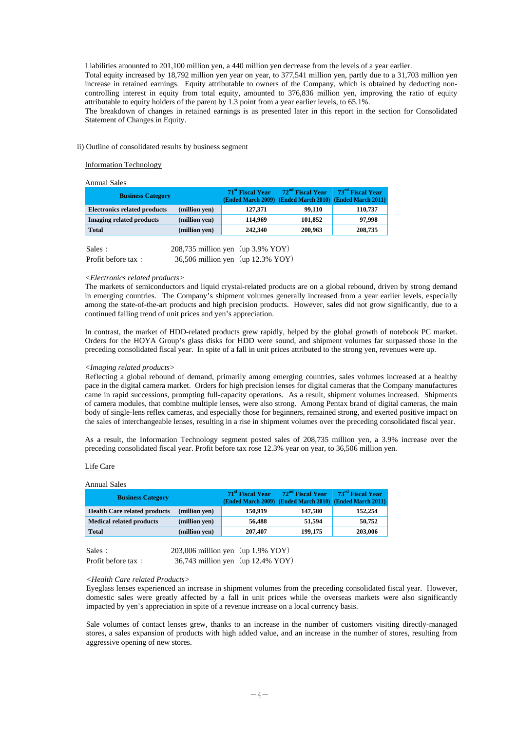Liabilities amounted to 201,100 million yen, a 440 million yen decrease from the levels of a year earlier.
Total equity increased by 18,792 million yen year on year, to 377,541 million yen, partly due to a 31,703 million yen increase in retained earnings. Equity attributable to owners of the Company, which is obtained by deducting non-controlling interest in equity from total equity, amounted to 376,836 million yen, improving the ratio of equity attributable to equity holders of the parent by 1.3 point from a year earlier levels, to 65.1%.
The breakdown of changes in retained earnings is as presented later in this report in the section for Consolidated Statement of Changes in Equity.

ii) Outline of consolidated results by business segment

Information Technology

Annual Sales

| Business Category | | 71st Fiscal Year (Ended March 2009) | 72nd Fiscal Year (Ended March 2010) | 73rd Fiscal Year (Ended March 2011) |
|---|---|---|---|---|
| **Electronics related products** | (million yen) | 127,371 | 99,110 | 110,737 |
| **Imaging related products** | (million yen) | 114,969 | 101,852 | 97,998 |
| **Total** | (million yen) | 242,340 | 200,963 | 208,735 |

Sales： 208,735 million yen（up 3.9% YOY）
Profit before tax： 36,506 million yen（up 12.3% YOY）

*<Electronics related products>*
The markets of semiconductors and liquid crystal-related products are on a global rebound, driven by strong demand in emerging countries. The Company's shipment volumes generally increased from a year earlier levels, especially among the state-of-the-art products and high precision products. However, sales did not grow significantly, due to a continued falling trend of unit prices and yen's appreciation.

In contrast, the market of HDD-related products grew rapidly, helped by the global growth of notebook PC market. Orders for the HOYA Group's glass disks for HDD were sound, and shipment volumes far surpassed those in the preceding consolidated fiscal year. In spite of a fall in unit prices attributed to the strong yen, revenues were up.

*<Imaging related products>*
Reflecting a global rebound of demand, primarily among emerging countries, sales volumes increased at a healthy pace in the digital camera market. Orders for high precision lenses for digital cameras that the Company manufactures came in rapid successions, prompting full-capacity operations. As a result, shipment volumes increased. Shipments of camera modules, that combine multiple lenses, were also strong. Among Pentax brand of digital cameras, the main body of single-lens reflex cameras, and especially those for beginners, remained strong, and exerted positive impact on the sales of interchangeable lenses, resulting in a rise in shipment volumes over the preceding consolidated fiscal year.

As a result, the Information Technology segment posted sales of 208,735 million yen, a 3.9% increase over the preceding consolidated fiscal year. Profit before tax rose 12.3% year on year, to 36,506 million yen.

Life Care

Annual Sales

| Business Category | | 71st Fiscal Year (Ended March 2009) | 72nd Fiscal Year (Ended March 2010) | 73rd Fiscal Year (Ended March 2011) |
|---|---|---|---|---|
| **Health Care related products** | (million yen) | 150,919 | 147,580 | 152,254 |
| **Medical related products** | (million yen) | 56,488 | 51,594 | 50,752 |
| **Total** | (million yen) | 207,407 | 199,175 | 203,006 |

Sales： 203,006 million yen（up 1.9% YOY）
Profit before tax： 36,743 million yen（up 12.4% YOY）

*<Health Care related Products>*
Eyeglass lenses experienced an increase in shipment volumes from the preceding consolidated fiscal year. However, domestic sales were greatly affected by a fall in unit prices while the overseas markets were also significantly impacted by yen's appreciation in spite of a revenue increase on a local currency basis.

Sale volumes of contact lenses grew, thanks to an increase in the number of customers visiting directly-managed stores, a sales expansion of products with high added value, and an increase in the number of stores, resulting from aggressive opening of new stores.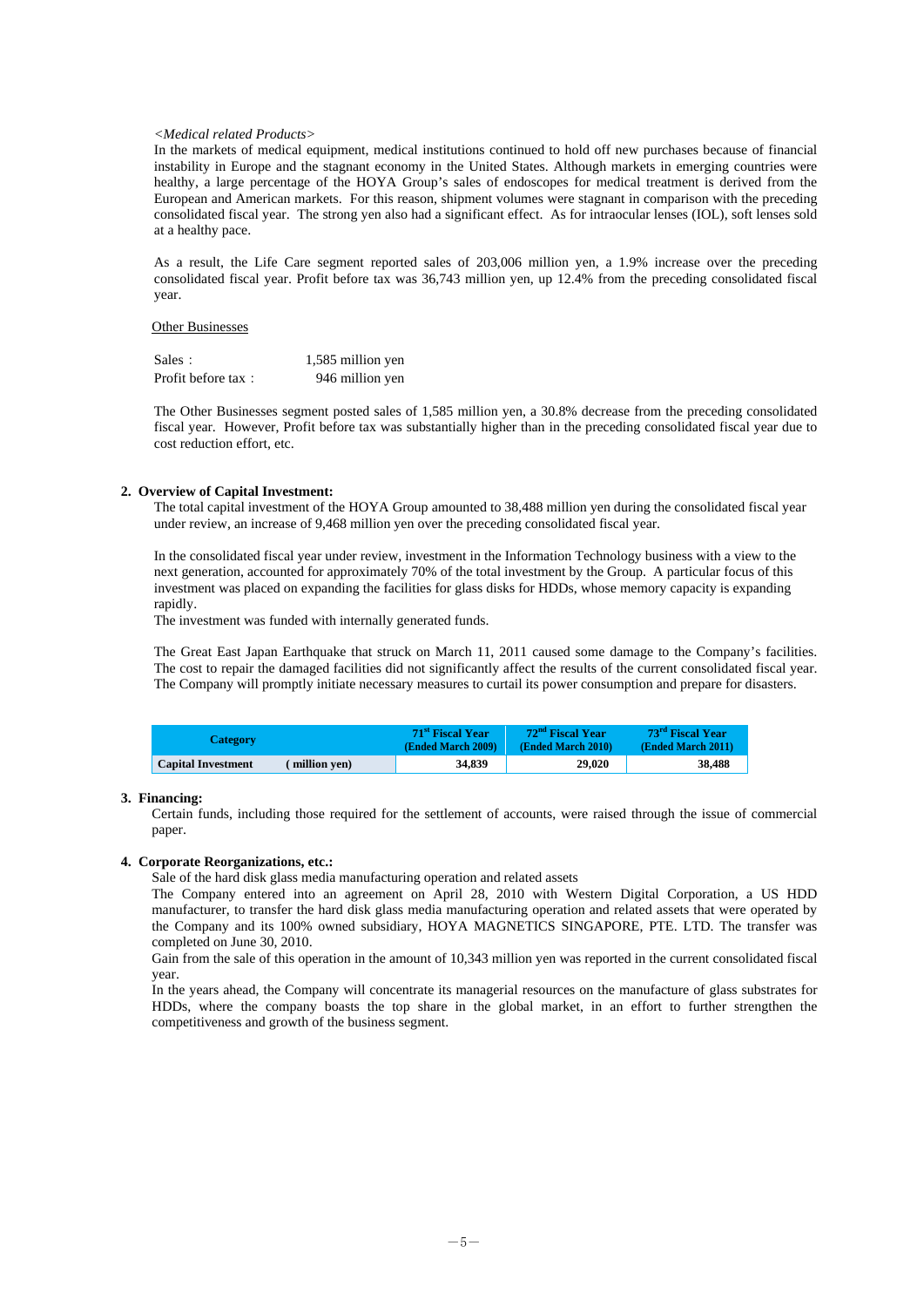*<Medical related Products>*

In the markets of medical equipment, medical institutions continued to hold off new purchases because of financial instability in Europe and the stagnant economy in the United States. Although markets in emerging countries were healthy, a large percentage of the HOYA Group's sales of endoscopes for medical treatment is derived from the European and American markets. For this reason, shipment volumes were stagnant in comparison with the preceding consolidated fiscal year. The strong yen also had a significant effect. As for intraocular lenses (IOL), soft lenses sold at a healthy pace.

As a result, the Life Care segment reported sales of 203,006 million yen, a 1.9% increase over the preceding consolidated fiscal year. Profit before tax was 36,743 million yen, up 12.4% from the preceding consolidated fiscal year.

Other Businesses

| | |
|---|---|
| Sales： | 1,585 million yen |
| Profit before tax： | 946 million yen |

The Other Businesses segment posted sales of 1,585 million yen, a 30.8% decrease from the preceding consolidated fiscal year. However, Profit before tax was substantially higher than in the preceding consolidated fiscal year due to cost reduction effort, etc.

## 2. Overview of Capital Investment:

The total capital investment of the HOYA Group amounted to 38,488 million yen during the consolidated fiscal year under review, an increase of 9,468 million yen over the preceding consolidated fiscal year.

In the consolidated fiscal year under review, investment in the Information Technology business with a view to the next generation, accounted for approximately 70% of the total investment by the Group. A particular focus of this investment was placed on expanding the facilities for glass disks for HDDs, whose memory capacity is expanding rapidly.

The investment was funded with internally generated funds.

The Great East Japan Earthquake that struck on March 11, 2011 caused some damage to the Company's facilities. The cost to repair the damaged facilities did not significantly affect the results of the current consolidated fiscal year. The Company will promptly initiate necessary measures to curtail its power consumption and prepare for disasters.

| Category | | 71st Fiscal Year (Ended March 2009) | 72nd Fiscal Year (Ended March 2010) | 73rd Fiscal Year (Ended March 2011) |
|---|---|---|---|---|
| **Capital Investment** | **( million yen)** | **34,839** | **29,020** | **38,488** |

## 3. Financing:

Certain funds, including those required for the settlement of accounts, were raised through the issue of commercial paper.

## 4. Corporate Reorganizations, etc.:

Sale of the hard disk glass media manufacturing operation and related assets

The Company entered into an agreement on April 28, 2010 with Western Digital Corporation, a US HDD manufacturer, to transfer the hard disk glass media manufacturing operation and related assets that were operated by the Company and its 100% owned subsidiary, HOYA MAGNETICS SINGAPORE, PTE. LTD. The transfer was completed on June 30, 2010.

Gain from the sale of this operation in the amount of 10,343 million yen was reported in the current consolidated fiscal year.

In the years ahead, the Company will concentrate its managerial resources on the manufacture of glass substrates for HDDs, where the company boasts the top share in the global market, in an effort to further strengthen the competitiveness and growth of the business segment.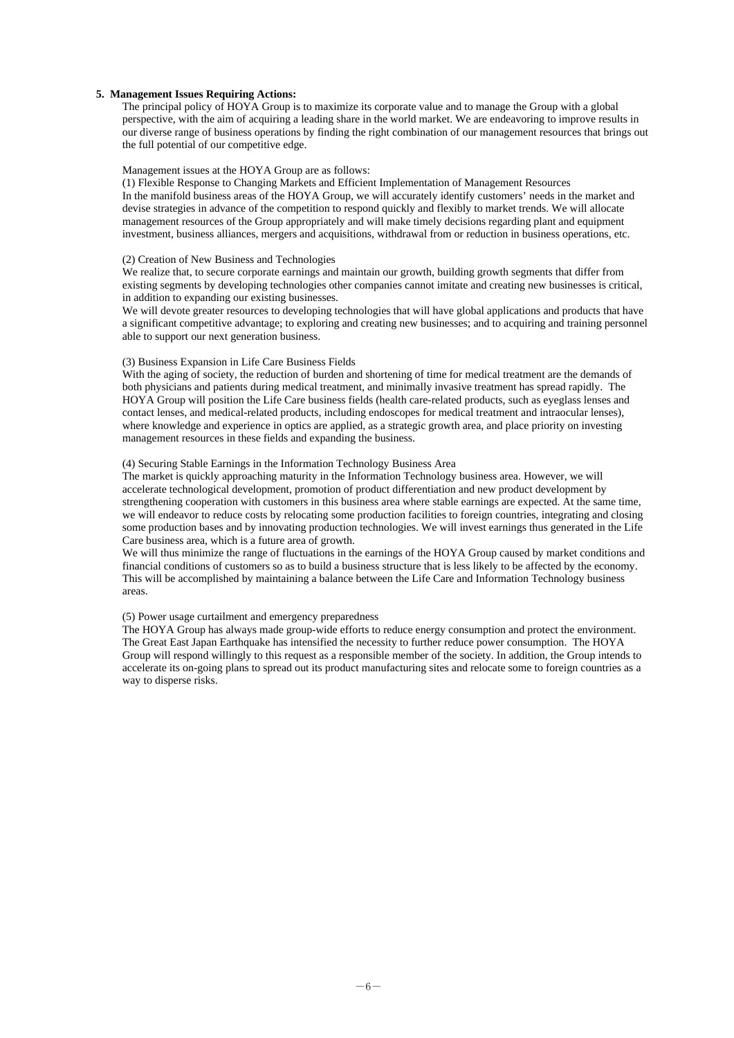## 5. Management Issues Requiring Actions:

The principal policy of HOYA Group is to maximize its corporate value and to manage the Group with a global perspective, with the aim of acquiring a leading share in the world market. We are endeavoring to improve results in our diverse range of business operations by finding the right combination of our management resources that brings out the full potential of our competitive edge.

Management issues at the HOYA Group are as follows:

(1) Flexible Response to Changing Markets and Efficient Implementation of Management Resources
In the manifold business areas of the HOYA Group, we will accurately identify customers' needs in the market and devise strategies in advance of the competition to respond quickly and flexibly to market trends. We will allocate management resources of the Group appropriately and will make timely decisions regarding plant and equipment investment, business alliances, mergers and acquisitions, withdrawal from or reduction in business operations, etc.

(2) Creation of New Business and Technologies
We realize that, to secure corporate earnings and maintain our growth, building growth segments that differ from existing segments by developing technologies other companies cannot imitate and creating new businesses is critical, in addition to expanding our existing businesses.
We will devote greater resources to developing technologies that will have global applications and products that have a significant competitive advantage; to exploring and creating new businesses; and to acquiring and training personnel able to support our next generation business.

(3) Business Expansion in Life Care Business Fields
With the aging of society, the reduction of burden and shortening of time for medical treatment are the demands of both physicians and patients during medical treatment, and minimally invasive treatment has spread rapidly. The HOYA Group will position the Life Care business fields (health care-related products, such as eyeglass lenses and contact lenses, and medical-related products, including endoscopes for medical treatment and intraocular lenses), where knowledge and experience in optics are applied, as a strategic growth area, and place priority on investing management resources in these fields and expanding the business.

(4) Securing Stable Earnings in the Information Technology Business Area
The market is quickly approaching maturity in the Information Technology business area. However, we will accelerate technological development, promotion of product differentiation and new product development by strengthening cooperation with customers in this business area where stable earnings are expected. At the same time, we will endeavor to reduce costs by relocating some production facilities to foreign countries, integrating and closing some production bases and by innovating production technologies. We will invest earnings thus generated in the Life Care business area, which is a future area of growth.
We will thus minimize the range of fluctuations in the earnings of the HOYA Group caused by market conditions and financial conditions of customers so as to build a business structure that is less likely to be affected by the economy. This will be accomplished by maintaining a balance between the Life Care and Information Technology business areas.

(5) Power usage curtailment and emergency preparedness
The HOYA Group has always made group-wide efforts to reduce energy consumption and protect the environment. The Great East Japan Earthquake has intensified the necessity to further reduce power consumption. The HOYA Group will respond willingly to this request as a responsible member of the society. In addition, the Group intends to accelerate its on-going plans to spread out its product manufacturing sites and relocate some to foreign countries as a way to disperse risks.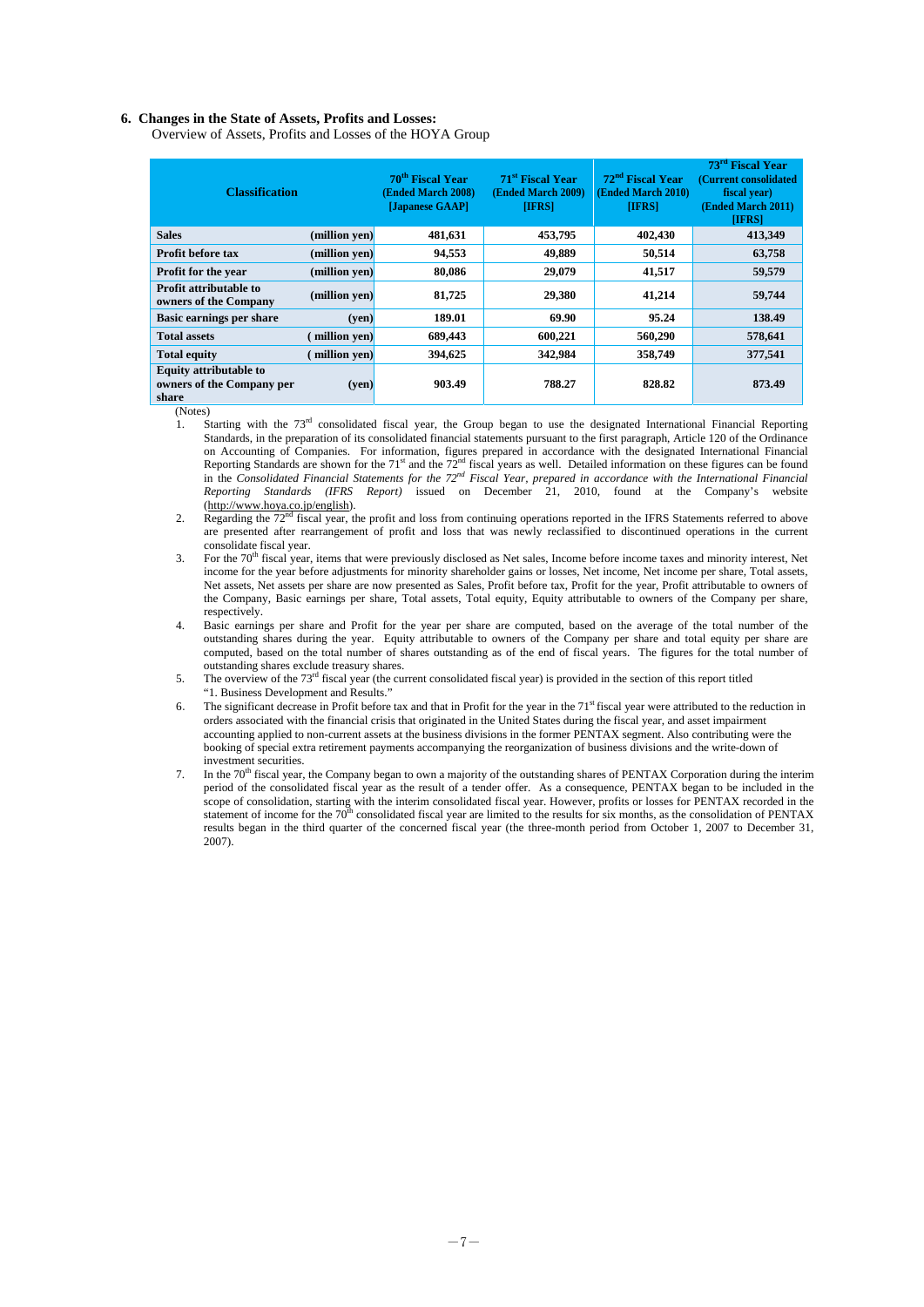## 6. Changes in the State of Assets, Profits and Losses:

Overview of Assets, Profits and Losses of the HOYA Group

| Classification | | 70th Fiscal Year (Ended March 2008) [Japanese GAAP] | 71st Fiscal Year (Ended March 2009) [IFRS] | 72nd Fiscal Year (Ended March 2010) [IFRS] | 73rd Fiscal Year (Current consolidated fiscal year) (Ended March 2011) [IFRS] |
|---|---|---|---|---|---|
| **Sales** | (million yen) | 481,631 | 453,795 | 402,430 | 413,349 |
| **Profit before tax** | (million yen) | 94,553 | 49,889 | 50,514 | 63,758 |
| **Profit for the year** | (million yen) | 80,086 | 29,079 | 41,517 | 59,579 |
| **Profit attributable to owners of the Company** | (million yen) | 81,725 | 29,380 | 41,214 | 59,744 |
| **Basic earnings per share** | (yen) | 189.01 | 69.90 | 95.24 | 138.49 |
| **Total assets** | ( million yen) | 689,443 | 600,221 | 560,290 | 578,641 |
| **Total equity** | ( million yen) | 394,625 | 342,984 | 358,749 | 377,541 |
| **Equity attributable to owners of the Company per share** | (yen) | 903.49 | 788.27 | 828.82 | 873.49 |

(Notes)

1. Starting with the 73rd consolidated fiscal year, the Group began to use the designated International Financial Reporting Standards, in the preparation of its consolidated financial statements pursuant to the first paragraph, Article 120 of the Ordinance on Accounting of Companies. For information, figures prepared in accordance with the designated International Financial Reporting Standards are shown for the 71st and the 72nd fiscal years as well. Detailed information on these figures can be found in the *Consolidated Financial Statements for the 72nd Fiscal Year, prepared in accordance with the International Financial Reporting Standards (IFRS Report)* issued on December 21, 2010, found at the Company's website (http://www.hoya.co.jp/english).
2. Regarding the 72nd fiscal year, the profit and loss from continuing operations reported in the IFRS Statements referred to above are presented after rearrangement of profit and loss that was newly reclassified to discontinued operations in the current consolidate fiscal year.
3. For the 70th fiscal year, items that were previously disclosed as Net sales, Income before income taxes and minority interest, Net income for the year before adjustments for minority shareholder gains or losses, Net income, Net income per share, Total assets, Net assets, Net assets per share are now presented as Sales, Profit before tax, Profit for the year, Profit attributable to owners of the Company, Basic earnings per share, Total assets, Total equity, Equity attributable to owners of the Company per share, respectively.
4. Basic earnings per share and Profit for the year per share are computed, based on the average of the total number of the outstanding shares during the year. Equity attributable to owners of the Company per share and total equity per share are computed, based on the total number of shares outstanding as of the end of fiscal years. The figures for the total number of outstanding shares exclude treasury shares.
5. The overview of the 73rd fiscal year (the current consolidated fiscal year) is provided in the section of this report titled "1. Business Development and Results."
6. The significant decrease in Profit before tax and that in Profit for the year in the 71st fiscal year were attributed to the reduction in orders associated with the financial crisis that originated in the United States during the fiscal year, and asset impairment accounting applied to non-current assets at the business divisions in the former PENTAX segment. Also contributing were the booking of special extra retirement payments accompanying the reorganization of business divisions and the write-down of investment securities.
7. In the 70th fiscal year, the Company began to own a majority of the outstanding shares of PENTAX Corporation during the interim period of the consolidated fiscal year as the result of a tender offer. As a consequence, PENTAX began to be included in the scope of consolidation, starting with the interim consolidated fiscal year. However, profits or losses for PENTAX recorded in the statement of income for the 70th consolidated fiscal year are limited to the results for six months, as the consolidation of PENTAX results began in the third quarter of the concerned fiscal year (the three-month period from October 1, 2007 to December 31, 2007).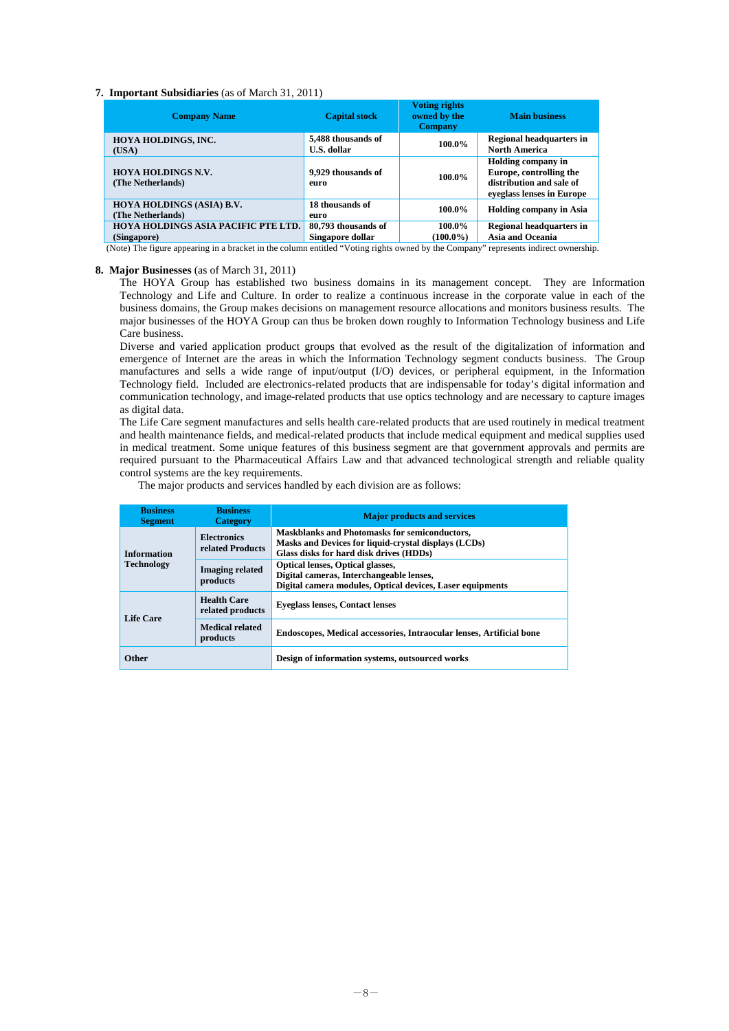## 7. Important Subsidiaries (as of March 31, 2011)

| Company Name | Capital stock | Voting rights owned by the Company | Main business |
|---|---|---|---|
| **HOYA HOLDINGS, INC. (USA)** | **5,488 thousands of U.S. dollar** | **100.0%** | **Regional headquarters in North America** |
| **HOYA HOLDINGS N.V. (The Netherlands)** | **9,929 thousands of euro** | **100.0%** | **Holding company in Europe, controlling the distribution and sale of eyeglass lenses in Europe** |
| **HOYA HOLDINGS (ASIA) B.V. (The Netherlands)** | **18 thousands of euro** | **100.0%** | **Holding company in Asia** |
| **HOYA HOLDINGS ASIA PACIFIC PTE LTD. (Singapore)** | **80,793 thousands of Singapore dollar** | **100.0% (100.0%)** | **Regional headquarters in Asia and Oceania** |

(Note) The figure appearing in a bracket in the column entitled "Voting rights owned by the Company" represents indirect ownership.

## 8. Major Businesses (as of March 31, 2011)

The HOYA Group has established two business domains in its management concept. They are Information Technology and Life and Culture. In order to realize a continuous increase in the corporate value in each of the business domains, the Group makes decisions on management resource allocations and monitors business results. The major businesses of the HOYA Group can thus be broken down roughly to Information Technology business and Life Care business.

Diverse and varied application product groups that evolved as the result of the digitalization of information and emergence of Internet are the areas in which the Information Technology segment conducts business. The Group manufactures and sells a wide range of input/output (I/O) devices, or peripheral equipment, in the Information Technology field. Included are electronics-related products that are indispensable for today's digital information and communication technology, and image-related products that use optics technology and are necessary to capture images as digital data.

The Life Care segment manufactures and sells health care-related products that are used routinely in medical treatment and health maintenance fields, and medical-related products that include medical equipment and medical supplies used in medical treatment. Some unique features of this business segment are that government approvals and permits are required pursuant to the Pharmaceutical Affairs Law and that advanced technological strength and reliable quality control systems are the key requirements.

The major products and services handled by each division are as follows:

| Business Segment | Business Category | Major products and services |
|---|---|---|
| **Information Technology** | **Electronics related Products** | **Maskblanks and Photomasks for semiconductors, Masks and Devices for liquid-crystal displays (LCDs) Glass disks for hard disk drives (HDDs)** |
| | **Imaging related products** | **Optical lenses, Optical glasses, Digital cameras, Interchangeable lenses, Digital camera modules, Optical devices, Laser equipments** |
| **Life Care** | **Health Care related products** | **Eyeglass lenses, Contact lenses** |
| | **Medical related products** | **Endoscopes, Medical accessories, Intraocular lenses, Artificial bone** |
| **Other** | | **Design of information systems, outsourced works** |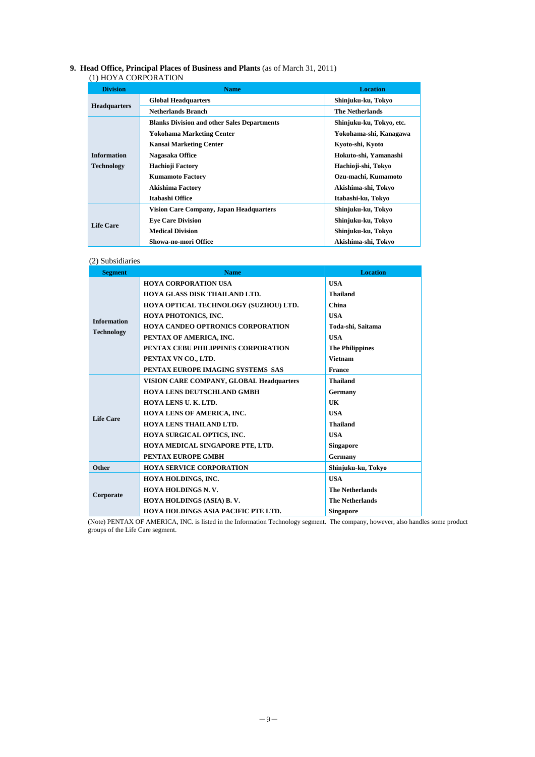## 9. Head Office, Principal Places of Business and Plants (as of March 31, 2011)

(1) HOYA CORPORATION

| Division | Name | Location |
|---|---|---|
| Headquarters | Global Headquarters | Shinjuku-ku, Tokyo |
| | Netherlands Branch | The Netherlands |
| Information Technology | Blanks Division and other Sales Departments | Shinjuku-ku, Tokyo, etc. |
| | Yokohama Marketing Center | Yokohama-shi, Kanagawa |
| | Kansai Marketing Center | Kyoto-shi, Kyoto |
| | Nagasaka Office | Hokuto-shi, Yamanashi |
| | Hachioji Factory | Hachioji-shi, Tokyo |
| | Kumamoto Factory | Ozu-machi, Kumamoto |
| | Akishima Factory | Akishima-shi, Tokyo |
| | Itabashi Office | Itabashi-ku, Tokyo |
| Life Care | Vision Care Company, Japan Headquarters | Shinjuku-ku, Tokyo |
| | Eye Care Division | Shinjuku-ku, Tokyo |
| | Medical Division | Shinjuku-ku, Tokyo |
| | Showa-no-mori Office | Akishima-shi, Tokyo |

(2) Subsidiaries

| Segment | Name | Location |
|---|---|---|
| Information Technology | HOYA CORPORATION USA | USA |
| | HOYA GLASS DISK THAILAND LTD. | Thailand |
| | HOYA OPTICAL TECHNOLOGY (SUZHOU) LTD. | China |
| | HOYA PHOTONICS, INC. | USA |
| | HOYA CANDEO OPTRONICS CORPORATION | Toda-shi, Saitama |
| | PENTAX OF AMERICA, INC. | USA |
| | PENTAX CEBU PHILIPPINES CORPORATION | The Philippines |
| | PENTAX VN CO., LTD. | Vietnam |
| | PENTAX EUROPE IMAGING SYSTEMS SAS | France |
| Life Care | VISION CARE COMPANY, GLOBAL Headquarters | Thailand |
| | HOYA LENS DEUTSCHLAND GMBH | Germany |
| | HOYA LENS U. K. LTD. | UK |
| | HOYA LENS OF AMERICA, INC. | USA |
| | HOYA LENS THAILAND LTD. | Thailand |
| | HOYA SURGICAL OPTICS, INC. | USA |
| | HOYA MEDICAL SINGAPORE PTE, LTD. | Singapore |
| | PENTAX EUROPE GMBH | Germany |
| Other | HOYA SERVICE CORPORATION | Shinjuku-ku, Tokyo |
| Corporate | HOYA HOLDINGS, INC. | USA |
| | HOYA HOLDINGS N. V. | The Netherlands |
| | HOYA HOLDINGS (ASIA) B. V. | The Netherlands |
| | HOYA HOLDINGS ASIA PACIFIC PTE LTD. | Singapore |

(Note) PENTAX OF AMERICA, INC. is listed in the Information Technology segment. The company, however, also handles some product groups of the Life Care segment.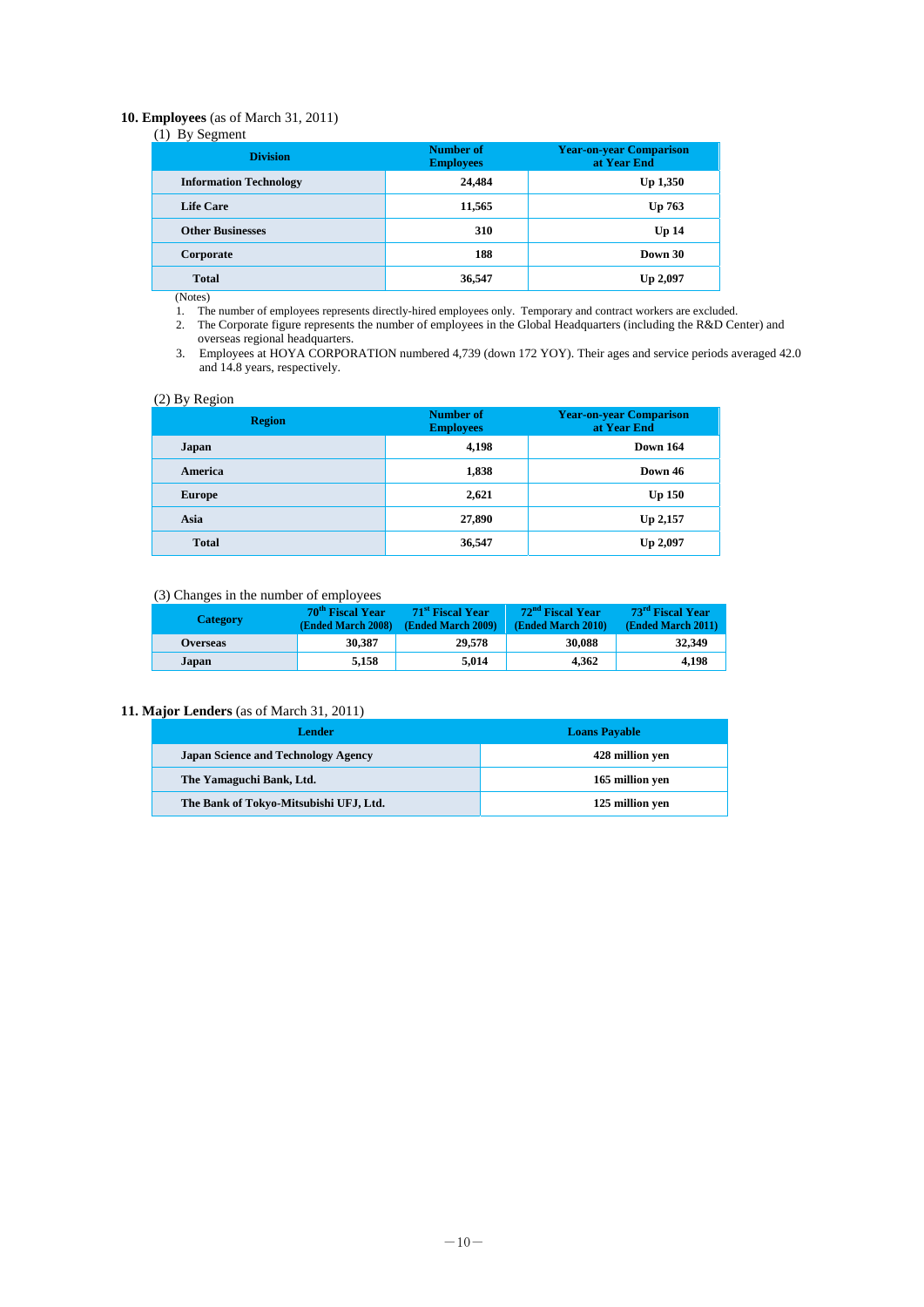## 10. Employees (as of March 31, 2011)

(1) By Segment

| Division | Number of Employees | Year-on-year Comparison at Year End |
|---|---|---|
| Information Technology | 24,484 | Up 1,350 |
| Life Care | 11,565 | Up 763 |
| Other Businesses | 310 | Up 14 |
| Corporate | 188 | Down 30 |
| Total | 36,547 | Up 2,097 |

(Notes)

1. The number of employees represents directly-hired employees only. Temporary and contract workers are excluded.
2. The Corporate figure represents the number of employees in the Global Headquarters (including the R&D Center) and overseas regional headquarters.
3. Employees at HOYA CORPORATION numbered 4,739 (down 172 YOY). Their ages and service periods averaged 42.0 and 14.8 years, respectively.

(2) By Region

| Region | Number of Employees | Year-on-year Comparison at Year End |
|---|---|---|
| Japan | 4,198 | Down 164 |
| America | 1,838 | Down 46 |
| Europe | 2,621 | Up 150 |
| Asia | 27,890 | Up 2,157 |
| Total | 36,547 | Up 2,097 |

(3) Changes in the number of employees

| Category | 70th Fiscal Year (Ended March 2008) | 71st Fiscal Year (Ended March 2009) | 72nd Fiscal Year (Ended March 2010) | 73rd Fiscal Year (Ended March 2011) |
|---|---|---|---|---|
| Overseas | 30,387 | 29,578 | 30,088 | 32,349 |
| Japan | 5,158 | 5,014 | 4,362 | 4,198 |

## 11. Major Lenders (as of March 31, 2011)

| Lender | Loans Payable |
|---|---|
| Japan Science and Technology Agency | 428 million yen |
| The Yamaguchi Bank, Ltd. | 165 million yen |
| The Bank of Tokyo-Mitsubishi UFJ, Ltd. | 125 million yen |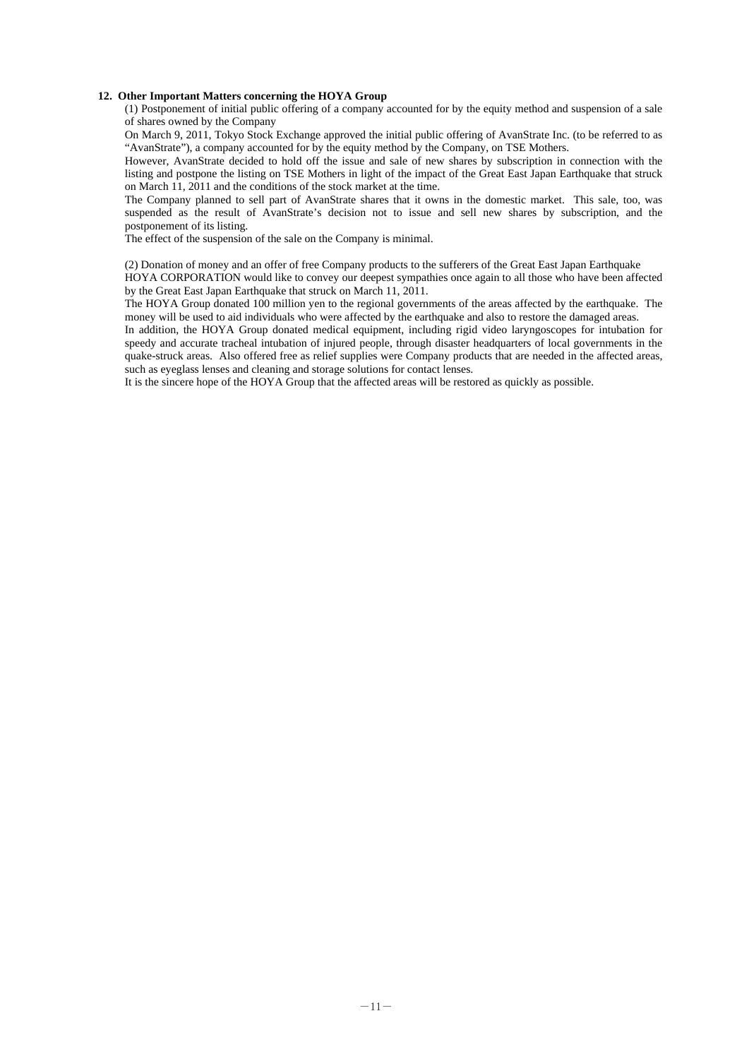## 12. Other Important Matters concerning the HOYA Group

(1) Postponement of initial public offering of a company accounted for by the equity method and suspension of a sale of shares owned by the Company

On March 9, 2011, Tokyo Stock Exchange approved the initial public offering of AvanStrate Inc. (to be referred to as "AvanStrate"), a company accounted for by the equity method by the Company, on TSE Mothers.

However, AvanStrate decided to hold off the issue and sale of new shares by subscription in connection with the listing and postpone the listing on TSE Mothers in light of the impact of the Great East Japan Earthquake that struck on March 11, 2011 and the conditions of the stock market at the time.

The Company planned to sell part of AvanStrate shares that it owns in the domestic market. This sale, too, was suspended as the result of AvanStrate's decision not to issue and sell new shares by subscription, and the postponement of its listing.

The effect of the suspension of the sale on the Company is minimal.

(2) Donation of money and an offer of free Company products to the sufferers of the Great East Japan Earthquake

HOYA CORPORATION would like to convey our deepest sympathies once again to all those who have been affected by the Great East Japan Earthquake that struck on March 11, 2011.

The HOYA Group donated 100 million yen to the regional governments of the areas affected by the earthquake. The money will be used to aid individuals who were affected by the earthquake and also to restore the damaged areas.

In addition, the HOYA Group donated medical equipment, including rigid video laryngoscopes for intubation for speedy and accurate tracheal intubation of injured people, through disaster headquarters of local governments in the quake-struck areas. Also offered free as relief supplies were Company products that are needed in the affected areas, such as eyeglass lenses and cleaning and storage solutions for contact lenses.

It is the sincere hope of the HOYA Group that the affected areas will be restored as quickly as possible.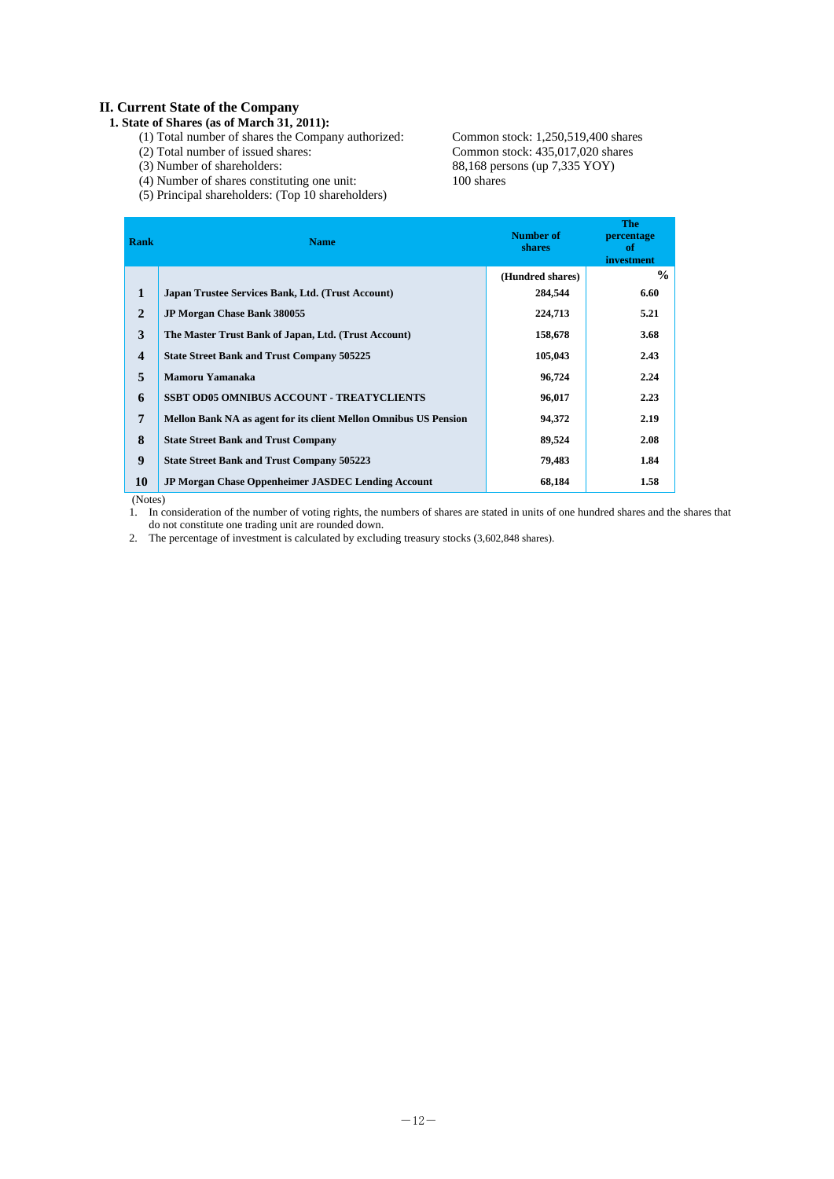## II. Current State of the Company

### 1. State of Shares (as of March 31, 2011):

(1) Total number of shares the Company authorized: Common stock: 1,250,519,400 shares

(2) Total number of issued shares: Common stock: 435,017,020 shares

(3) Number of shareholders: 88,168 persons (up 7,335 YOY)

(4) Number of shares constituting one unit: 100 shares

(5) Principal shareholders: (Top 10 shareholders)

| Rank | Name | Number of shares | The percentage of investment |
|---|---|---|---|
| | | (Hundred shares) | % |
| 1 | Japan Trustee Services Bank, Ltd. (Trust Account) | 284,544 | 6.60 |
| 2 | JP Morgan Chase Bank 380055 | 224,713 | 5.21 |
| 3 | The Master Trust Bank of Japan, Ltd. (Trust Account) | 158,678 | 3.68 |
| 4 | State Street Bank and Trust Company 505225 | 105,043 | 2.43 |
| 5 | Mamoru Yamanaka | 96,724 | 2.24 |
| 6 | SSBT OD05 OMNIBUS ACCOUNT - TREATYCLIENTS | 96,017 | 2.23 |
| 7 | Mellon Bank NA as agent for its client Mellon Omnibus US Pension | 94,372 | 2.19 |
| 8 | State Street Bank and Trust Company | 89,524 | 2.08 |
| 9 | State Street Bank and Trust Company 505223 | 79,483 | 1.84 |
| 10 | JP Morgan Chase Oppenheimer JASDEC Lending Account | 68,184 | 1.58 |

(Notes)

1. In consideration of the number of voting rights, the numbers of shares are stated in units of one hundred shares and the shares that do not constitute one trading unit are rounded down.
2. The percentage of investment is calculated by excluding treasury stocks (3,602,848 shares).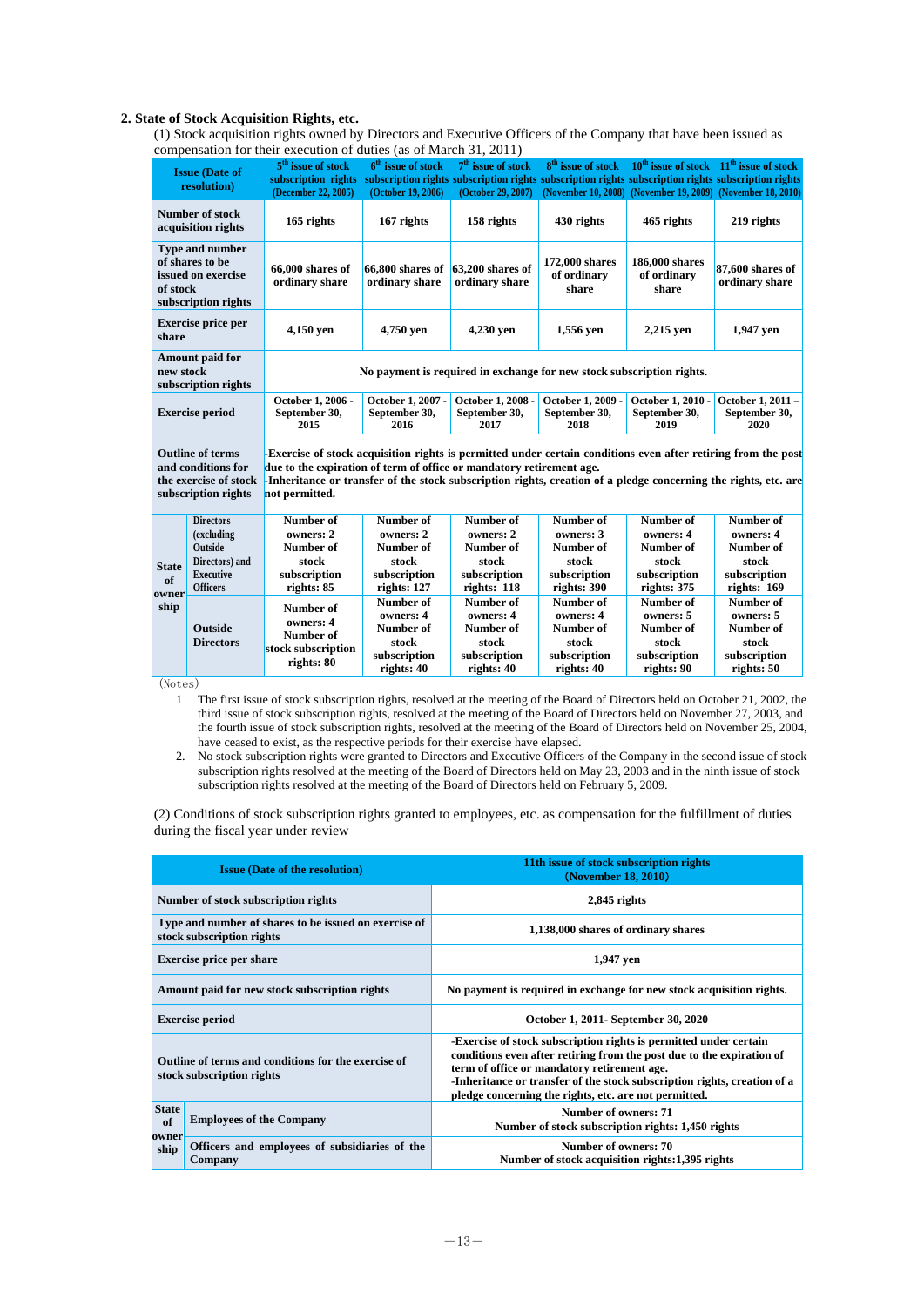## 2. State of Stock Acquisition Rights, etc.

(1) Stock acquisition rights owned by Directors and Executive Officers of the Company that have been issued as compensation for their execution of duties (as of March 31, 2011)

| Issue (Date of resolution) | | 5th issue of stock subscription rights (December 22, 2005) | 6th issue of stock subscription rights (October 19, 2006) | 7th issue of stock subscription rights (October 29, 2007) | 8th issue of stock subscription rights (November 10, 2008) | 10th issue of stock subscription rights (November 19, 2009) | 11th issue of stock subscription rights (November 18, 2010) |
|---|---|---|---|---|---|---|---|
| Number of stock acquisition rights | | 165 rights | 167 rights | 158 rights | 430 rights | 465 rights | 219 rights |
| Type and number of shares to be issued on exercise of stock subscription rights | | 66,000 shares of ordinary share | 66,800 shares of ordinary share | 63,200 shares of ordinary share | 172,000 shares of ordinary share | 186,000 shares of ordinary share | 87,600 shares of ordinary share |
| Exercise price per share | | 4,150 yen | 4,750 yen | 4,230 yen | 1,556 yen | 2,215 yen | 1,947 yen |
| Amount paid for new stock subscription rights | | No payment is required in exchange for new stock subscription rights. | | | | | |
| Exercise period | | October 1, 2006 - September 30, 2015 | October 1, 2007 - September 30, 2016 | October 1, 2008 - September 30, 2017 | October 1, 2009 - September 30, 2018 | October 1, 2010 - September 30, 2019 | October 1, 2011 – September 30, 2020 |
| Outline of terms and conditions for the exercise of stock subscription rights | | -Exercise of stock acquisition rights is permitted under certain conditions even after retiring from the post due to the expiration of term of office or mandatory retirement age.<br>-Inheritance or transfer of the stock subscription rights, creation of a pledge concerning the rights, etc. are not permitted. | | | | | |
| State of ownership | Directors (excluding Outside Directors) and Executive Officers | Number of owners: 2<br>Number of stock subscription rights: 85 | Number of owners: 2<br>Number of stock subscription rights: 127 | Number of owners: 2<br>Number of stock subscription rights: 118 | Number of owners: 3<br>Number of stock subscription rights: 390 | Number of owners: 4<br>Number of stock subscription rights: 375 | Number of owners: 4<br>Number of stock subscription rights: 169 |
| | Outside Directors | Number of owners: 4<br>Number of stock subscription rights: 80 | Number of owners: 4<br>Number of stock subscription rights: 40 | Number of owners: 4<br>Number of stock subscription rights: 40 | Number of owners: 4<br>Number of stock subscription rights: 40 | Number of owners: 5<br>Number of stock subscription rights: 90 | Number of owners: 5<br>Number of stock subscription rights: 50 |

(Notes)

1. The first issue of stock subscription rights, resolved at the meeting of the Board of Directors held on October 21, 2002, the third issue of stock subscription rights, resolved at the meeting of the Board of Directors held on November 27, 2003, and the fourth issue of stock subscription rights, resolved at the meeting of the Board of Directors held on November 25, 2004, have ceased to exist, as the respective periods for their exercise have elapsed.
2. No stock subscription rights were granted to Directors and Executive Officers of the Company in the second issue of stock subscription rights resolved at the meeting of the Board of Directors held on May 23, 2003 and in the ninth issue of stock subscription rights resolved at the meeting of the Board of Directors held on February 5, 2009.

(2) Conditions of stock subscription rights granted to employees, etc. as compensation for the fulfillment of duties during the fiscal year under review

| Issue (Date of the resolution) | | 11th issue of stock subscription rights (November 18, 2010) |
|---|---|---|
| Number of stock subscription rights | | 2,845 rights |
| Type and number of shares to be issued on exercise of stock subscription rights | | 1,138,000 shares of ordinary shares |
| Exercise price per share | | 1,947 yen |
| Amount paid for new stock subscription rights | | No payment is required in exchange for new stock acquisition rights. |
| Exercise period | | October 1, 2011- September 30, 2020 |
| Outline of terms and conditions for the exercise of stock subscription rights | | -Exercise of stock subscription rights is permitted under certain conditions even after retiring from the post due to the expiration of term of office or mandatory retirement age.<br>-Inheritance or transfer of the stock subscription rights, creation of a pledge concerning the rights, etc. are not permitted. |
| State of ownership | Employees of the Company | Number of owners: 71<br>Number of stock subscription rights: 1,450 rights |
| | Officers and employees of subsidiaries of the Company | Number of owners: 70<br>Number of stock acquisition rights:1,395 rights |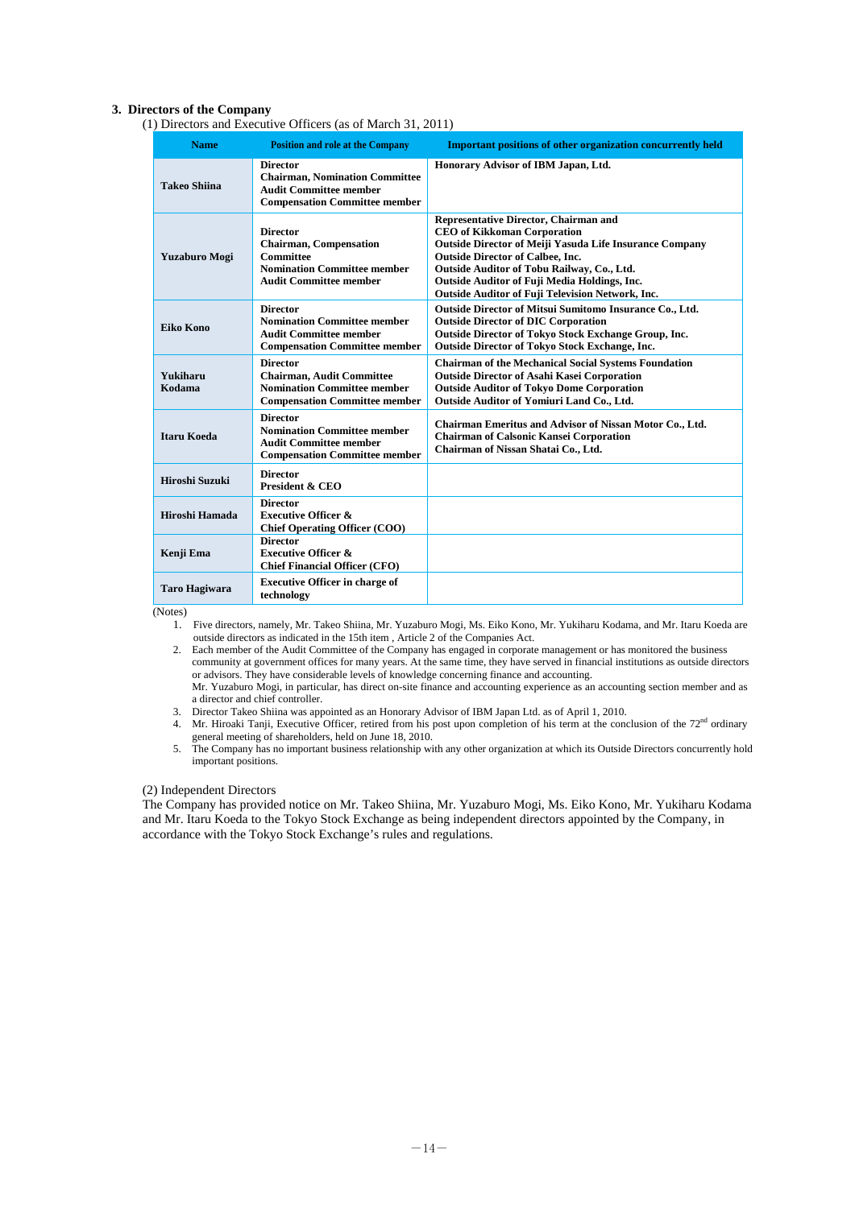## 3. Directors of the Company

(1) Directors and Executive Officers (as of March 31, 2011)

| Name | Position and role at the Company | Important positions of other organization concurrently held |
|---|---|---|
| **Takeo Shiina** | **Director**<br>**Chairman, Nomination Committee**<br>**Audit Committee member**<br>**Compensation Committee member** | **Honorary Advisor of IBM Japan, Ltd.** |
| **Yuzaburo Mogi** | **Director**<br>**Chairman, Compensation Committee**<br>**Nomination Committee member**<br>**Audit Committee member** | **Representative Director, Chairman and CEO of Kikkoman Corporation**<br>**Outside Director of Meiji Yasuda Life Insurance Company**<br>**Outside Director of Calbee, Inc.**<br>**Outside Auditor of Tobu Railway, Co., Ltd.**<br>**Outside Auditor of Fuji Media Holdings, Inc.**<br>**Outside Auditor of Fuji Television Network, Inc.** |
| **Eiko Kono** | **Director**<br>**Nomination Committee member**<br>**Audit Committee member**<br>**Compensation Committee member** | **Outside Director of Mitsui Sumitomo Insurance Co., Ltd.**<br>**Outside Director of DIC Corporation**<br>**Outside Director of Tokyo Stock Exchange Group, Inc.**<br>**Outside Director of Tokyo Stock Exchange, Inc.** |
| **Yukiharu Kodama** | **Director**<br>**Chairman, Audit Committee**<br>**Nomination Committee member**<br>**Compensation Committee member** | **Chairman of the Mechanical Social Systems Foundation**<br>**Outside Director of Asahi Kasei Corporation**<br>**Outside Auditor of Tokyo Dome Corporation**<br>**Outside Auditor of Yomiuri Land Co., Ltd.** |
| **Itaru Koeda** | **Director**<br>**Nomination Committee member**<br>**Audit Committee member**<br>**Compensation Committee member** | **Chairman Emeritus and Advisor of Nissan Motor Co., Ltd.**<br>**Chairman of Calsonic Kansei Corporation**<br>**Chairman of Nissan Shatai Co., Ltd.** |
| **Hiroshi Suzuki** | **Director**<br>**President & CEO** | |
| **Hiroshi Hamada** | **Director**<br>**Executive Officer &**<br>**Chief Operating Officer (COO)** | |
| **Kenji Ema** | **Director**<br>**Executive Officer &**<br>**Chief Financial Officer (CFO)** | |
| **Taro Hagiwara** | **Executive Officer in charge of technology** | |

(Notes)

1. Five directors, namely, Mr. Takeo Shiina, Mr. Yuzaburo Mogi, Ms. Eiko Kono, Mr. Yukiharu Kodama, and Mr. Itaru Koeda are outside directors as indicated in the 15th item , Article 2 of the Companies Act.
2. Each member of the Audit Committee of the Company has engaged in corporate management or has monitored the business community at government offices for many years. At the same time, they have served in financial institutions as outside directors or advisors. They have considerable levels of knowledge concerning finance and accounting.
   Mr. Yuzaburo Mogi, in particular, has direct on-site finance and accounting experience as an accounting section member and as a director and chief controller.
3. Director Takeo Shiina was appointed as an Honorary Advisor of IBM Japan Ltd. as of April 1, 2010.
4. Mr. Hiroaki Tanji, Executive Officer, retired from his post upon completion of his term at the conclusion of the 72nd ordinary general meeting of shareholders, held on June 18, 2010.
5. The Company has no important business relationship with any other organization at which its Outside Directors concurrently hold important positions.

(2) Independent Directors

The Company has provided notice on Mr. Takeo Shiina, Mr. Yuzaburo Mogi, Ms. Eiko Kono, Mr. Yukiharu Kodama and Mr. Itaru Koeda to the Tokyo Stock Exchange as being independent directors appointed by the Company, in accordance with the Tokyo Stock Exchange's rules and regulations.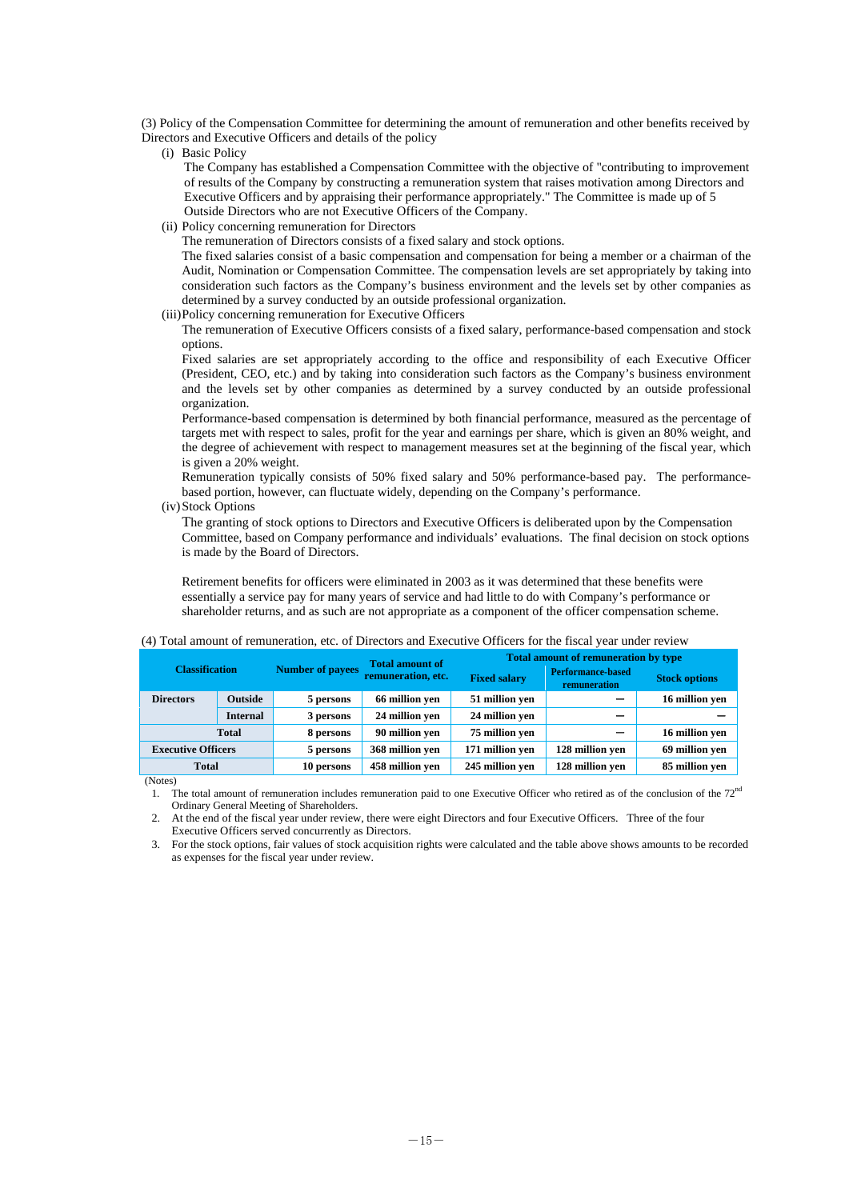(3) Policy of the Compensation Committee for determining the amount of remuneration and other benefits received by Directors and Executive Officers and details of the policy

(i) Basic Policy

The Company has established a Compensation Committee with the objective of "contributing to improvement of results of the Company by constructing a remuneration system that raises motivation among Directors and Executive Officers and by appraising their performance appropriately." The Committee is made up of 5 Outside Directors who are not Executive Officers of the Company.

(ii) Policy concerning remuneration for Directors

The remuneration of Directors consists of a fixed salary and stock options.

The fixed salaries consist of a basic compensation and compensation for being a member or a chairman of the Audit, Nomination or Compensation Committee. The compensation levels are set appropriately by taking into consideration such factors as the Company's business environment and the levels set by other companies as determined by a survey conducted by an outside professional organization.

(iii) Policy concerning remuneration for Executive Officers

The remuneration of Executive Officers consists of a fixed salary, performance-based compensation and stock options.

Fixed salaries are set appropriately according to the office and responsibility of each Executive Officer (President, CEO, etc.) and by taking into consideration such factors as the Company's business environment and the levels set by other companies as determined by a survey conducted by an outside professional organization.

Performance-based compensation is determined by both financial performance, measured as the percentage of targets met with respect to sales, profit for the year and earnings per share, which is given an 80% weight, and the degree of achievement with respect to management measures set at the beginning of the fiscal year, which is given a 20% weight.

Remuneration typically consists of 50% fixed salary and 50% performance-based pay. The performance-based portion, however, can fluctuate widely, depending on the Company's performance.

(iv) Stock Options

The granting of stock options to Directors and Executive Officers is deliberated upon by the Compensation Committee, based on Company performance and individuals' evaluations. The final decision on stock options is made by the Board of Directors.

Retirement benefits for officers were eliminated in 2003 as it was determined that these benefits were essentially a service pay for many years of service and had little to do with Company's performance or shareholder returns, and as such are not appropriate as a component of the officer compensation scheme.

(4) Total amount of remuneration, etc. of Directors and Executive Officers for the fiscal year under review

| Classification | | Number of payees | Total amount of remuneration, etc. | Total amount of remuneration by type | | |
|---|---|---|---|---|---|---|
| | | | | Fixed salary | Performance-based remuneration | Stock options |
| Directors | Outside | 5 persons | 66 million yen | 51 million yen | — | 16 million yen |
| | Internal | 3 persons | 24 million yen | 24 million yen | — | — |
| Total | | 8 persons | 90 million yen | 75 million yen | — | 16 million yen |
| Executive Officers | | 5 persons | 368 million yen | 171 million yen | 128 million yen | 69 million yen |
| Total | | 10 persons | 458 million yen | 245 million yen | 128 million yen | 85 million yen |

(Notes)

1. The total amount of remuneration includes remuneration paid to one Executive Officer who retired as of the conclusion of the 72nd Ordinary General Meeting of Shareholders.
2. At the end of the fiscal year under review, there were eight Directors and four Executive Officers. Three of the four Executive Officers served concurrently as Directors.
3. For the stock options, fair values of stock acquisition rights were calculated and the table above shows amounts to be recorded as expenses for the fiscal year under review.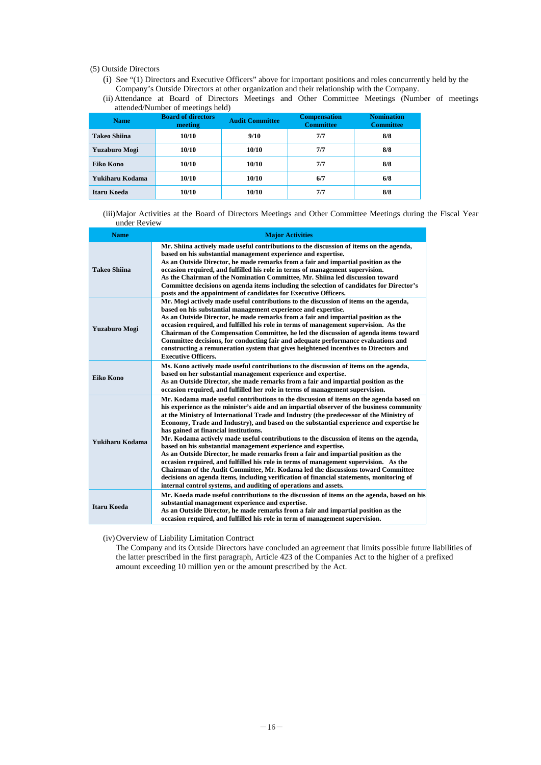(5) Outside Directors

(i) See "(1) Directors and Executive Officers" above for important positions and roles concurrently held by the Company's Outside Directors at other organization and their relationship with the Company.

(ii) Attendance at Board of Directors Meetings and Other Committee Meetings (Number of meetings attended/Number of meetings held)

| Name | Board of directors meeting | Audit Committee | Compensation Committee | Nomination Committee |
|---|---|---|---|---|
| Takeo Shiina | 10/10 | 9/10 | 7/7 | 8/8 |
| Yuzaburo Mogi | 10/10 | 10/10 | 7/7 | 8/8 |
| Eiko Kono | 10/10 | 10/10 | 7/7 | 8/8 |
| Yukiharu Kodama | 10/10 | 10/10 | 6/7 | 6/8 |
| Itaru Koeda | 10/10 | 10/10 | 7/7 | 8/8 |

(iii) Major Activities at the Board of Directors Meetings and Other Committee Meetings during the Fiscal Year under Review

| Name | Major Activities |
|---|---|
| Takeo Shiina | Mr. Shiina actively made useful contributions to the discussion of items on the agenda, based on his substantial management experience and expertise.<br>As an Outside Director, he made remarks from a fair and impartial position as the occasion required, and fulfilled his role in terms of management supervision.<br>As the Chairman of the Nomination Committee, Mr. Shiina led discussion toward Committee decisions on agenda items including the selection of candidates for Director's posts and the appointment of candidates for Executive Officers. |
| Yuzaburo Mogi | Mr. Mogi actively made useful contributions to the discussion of items on the agenda, based on his substantial management experience and expertise.<br>As an Outside Director, he made remarks from a fair and impartial position as the occasion required, and fulfilled his role in terms of management supervision. As the Chairman of the Compensation Committee, he led the discussion of agenda items toward Committee decisions, for conducting fair and adequate performance evaluations and constructing a remuneration system that gives heightened incentives to Directors and Executive Officers. |
| Eiko Kono | Ms. Kono actively made useful contributions to the discussion of items on the agenda, based on her substantial management experience and expertise.<br>As an Outside Director, she made remarks from a fair and impartial position as the occasion required, and fulfilled her role in terms of management supervision. |
| Yukiharu Kodama | Mr. Kodama made useful contributions to the discussion of items on the agenda based on his experience as the minister's aide and an impartial observer of the business community at the Ministry of International Trade and Industry (the predecessor of the Ministry of Economy, Trade and Industry), and based on the substantial experience and expertise he has gained at financial institutions.<br>Mr. Kodama actively made useful contributions to the discussion of items on the agenda, based on his substantial management experience and expertise.<br>As an Outside Director, he made remarks from a fair and impartial position as the occasion required, and fulfilled his role in terms of management supervision. As the Chairman of the Audit Committee, Mr. Kodama led the discussions toward Committee decisions on agenda items, including verification of financial statements, monitoring of internal control systems, and auditing of operations and assets. |
| Itaru Koeda | Mr. Koeda made useful contributions to the discussion of items on the agenda, based on his substantial management experience and expertise.<br>As an Outside Director, he made remarks from a fair and impartial position as the occasion required, and fulfilled his role in term of management supervision. |

(iv) Overview of Liability Limitation Contract

The Company and its Outside Directors have concluded an agreement that limits possible future liabilities of the latter prescribed in the first paragraph, Article 423 of the Companies Act to the higher of a prefixed amount exceeding 10 million yen or the amount prescribed by the Act.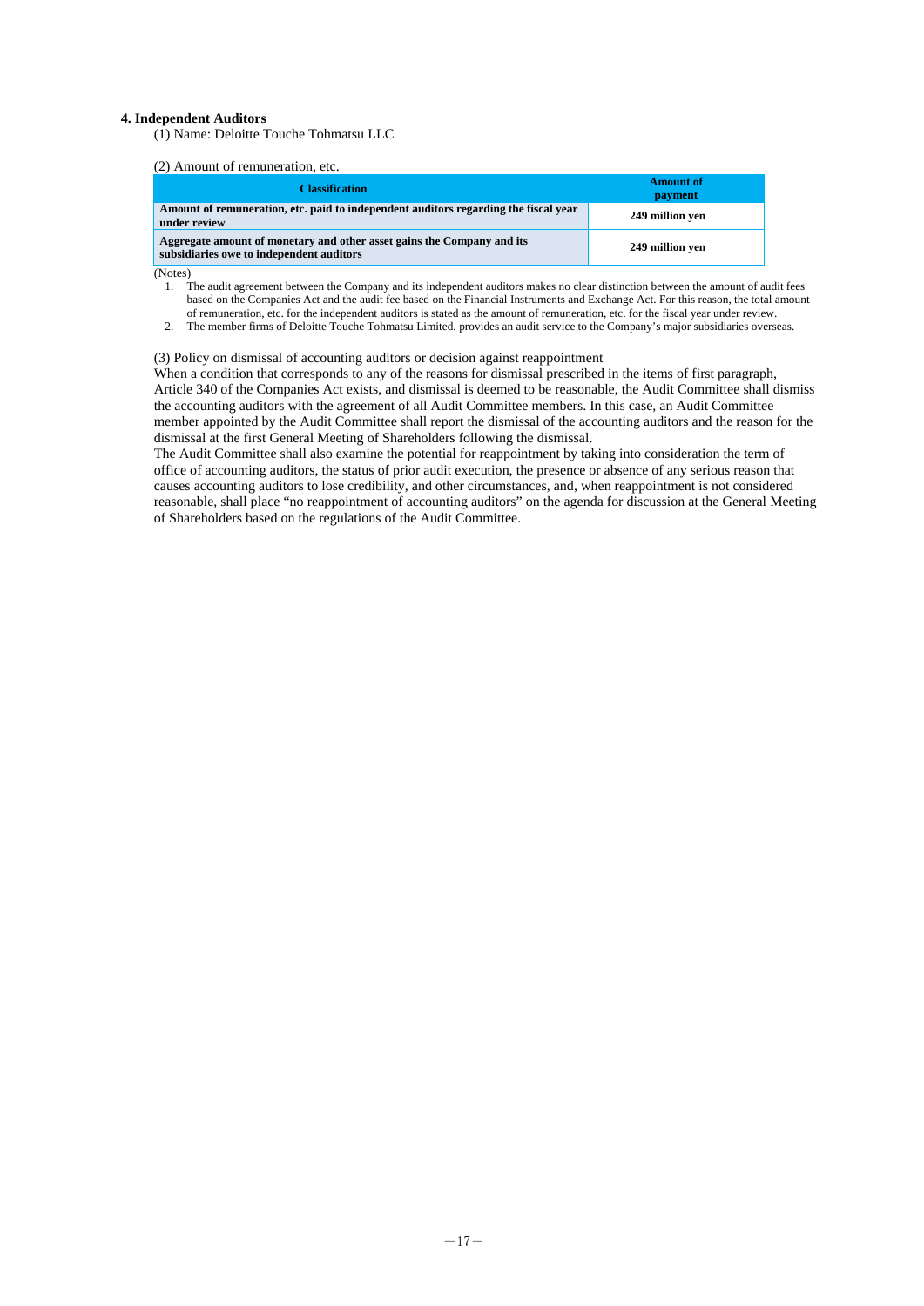## 4. Independent Auditors

(1) Name: Deloitte Touche Tohmatsu LLC

(2) Amount of remuneration, etc.

| Classification | Amount of payment |
|---|---|
| **Amount of remuneration, etc. paid to independent auditors regarding the fiscal year under review** | **249 million yen** |
| **Aggregate amount of monetary and other asset gains the Company and its subsidiaries owe to independent auditors** | **249 million yen** |

(Notes)

1. The audit agreement between the Company and its independent auditors makes no clear distinction between the amount of audit fees based on the Companies Act and the audit fee based on the Financial Instruments and Exchange Act. For this reason, the total amount of remuneration, etc. for the independent auditors is stated as the amount of remuneration, etc. for the fiscal year under review.
2. The member firms of Deloitte Touche Tohmatsu Limited. provides an audit service to the Company's major subsidiaries overseas.

(3) Policy on dismissal of accounting auditors or decision against reappointment

When a condition that corresponds to any of the reasons for dismissal prescribed in the items of first paragraph, Article 340 of the Companies Act exists, and dismissal is deemed to be reasonable, the Audit Committee shall dismiss the accounting auditors with the agreement of all Audit Committee members. In this case, an Audit Committee member appointed by the Audit Committee shall report the dismissal of the accounting auditors and the reason for the dismissal at the first General Meeting of Shareholders following the dismissal.

The Audit Committee shall also examine the potential for reappointment by taking into consideration the term of office of accounting auditors, the status of prior audit execution, the presence or absence of any serious reason that causes accounting auditors to lose credibility, and other circumstances, and, when reappointment is not considered reasonable, shall place "no reappointment of accounting auditors" on the agenda for discussion at the General Meeting of Shareholders based on the regulations of the Audit Committee.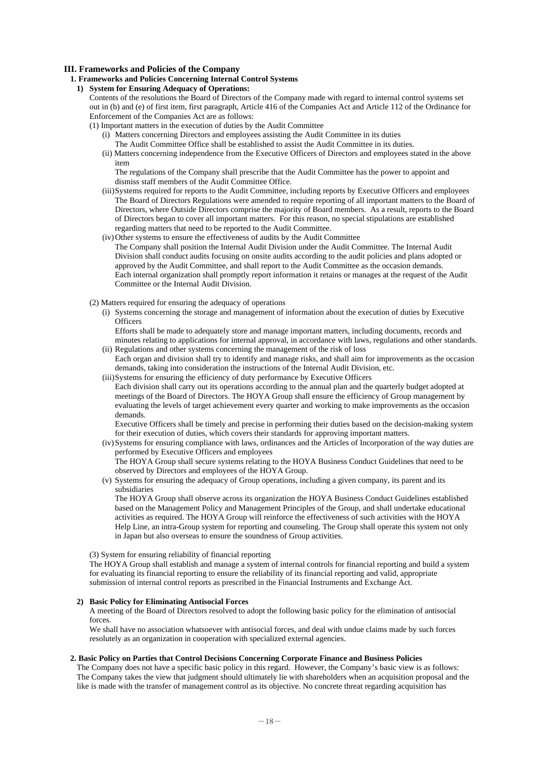## III. Frameworks and Policies of the Company

### 1. Frameworks and Policies Concerning Internal Control Systems

#### 1) System for Ensuring Adequacy of Operations:

Contents of the resolutions the Board of Directors of the Company made with regard to internal control systems set out in (b) and (e) of first item, first paragraph, Article 416 of the Companies Act and Article 112 of the Ordinance for Enforcement of the Companies Act are as follows:

(1) Important matters in the execution of duties by the Audit Committee

(i) Matters concerning Directors and employees assisting the Audit Committee in its duties
The Audit Committee Office shall be established to assist the Audit Committee in its duties.

(ii) Matters concerning independence from the Executive Officers of Directors and employees stated in the above item
The regulations of the Company shall prescribe that the Audit Committee has the power to appoint and dismiss staff members of the Audit Committee Office.

(iii) Systems required for reports to the Audit Committee, including reports by Executive Officers and employees
The Board of Directors Regulations were amended to require reporting of all important matters to the Board of Directors, where Outside Directors comprise the majority of Board members. As a result, reports to the Board of Directors began to cover all important matters. For this reason, no special stipulations are established regarding matters that need to be reported to the Audit Committee.

(iv) Other systems to ensure the effectiveness of audits by the Audit Committee
The Company shall position the Internal Audit Division under the Audit Committee. The Internal Audit Division shall conduct audits focusing on onsite audits according to the audit policies and plans adopted or approved by the Audit Committee, and shall report to the Audit Committee as the occasion demands.
Each internal organization shall promptly report information it retains or manages at the request of the Audit Committee or the Internal Audit Division.

(2) Matters required for ensuring the adequacy of operations

(i) Systems concerning the storage and management of information about the execution of duties by Executive Officers
Efforts shall be made to adequately store and manage important matters, including documents, records and minutes relating to applications for internal approval, in accordance with laws, regulations and other standards.

(ii) Regulations and other systems concerning the management of the risk of loss
Each organ and division shall try to identify and manage risks, and shall aim for improvements as the occasion demands, taking into consideration the instructions of the Internal Audit Division, etc.

(iii) Systems for ensuring the efficiency of duty performance by Executive Officers
Each division shall carry out its operations according to the annual plan and the quarterly budget adopted at meetings of the Board of Directors. The HOYA Group shall ensure the efficiency of Group management by evaluating the levels of target achievement every quarter and working to make improvements as the occasion demands.
Executive Officers shall be timely and precise in performing their duties based on the decision-making system for their execution of duties, which covers their standards for approving important matters.

(iv) Systems for ensuring compliance with laws, ordinances and the Articles of Incorporation of the way duties are performed by Executive Officers and employees
The HOYA Group shall secure systems relating to the HOYA Business Conduct Guidelines that need to be observed by Directors and employees of the HOYA Group.

(v) Systems for ensuring the adequacy of Group operations, including a given company, its parent and its subsidiaries
The HOYA Group shall observe across its organization the HOYA Business Conduct Guidelines established based on the Management Policy and Management Principles of the Group, and shall undertake educational activities as required. The HOYA Group will reinforce the effectiveness of such activities with the HOYA Help Line, an intra-Group system for reporting and counseling. The Group shall operate this system not only in Japan but also overseas to ensure the soundness of Group activities.

(3) System for ensuring reliability of financial reporting

The HOYA Group shall establish and manage a system of internal controls for financial reporting and build a system for evaluating its financial reporting to ensure the reliability of its financial reporting and valid, appropriate submission of internal control reports as prescribed in the Financial Instruments and Exchange Act.

#### 2) Basic Policy for Eliminating Antisocial Forces

A meeting of the Board of Directors resolved to adopt the following basic policy for the elimination of antisocial forces.

We shall have no association whatsoever with antisocial forces, and deal with undue claims made by such forces resolutely as an organization in cooperation with specialized external agencies.

### 2. Basic Policy on Parties that Control Decisions Concerning Corporate Finance and Business Policies

The Company does not have a specific basic policy in this regard. However, the Company's basic view is as follows: The Company takes the view that judgment should ultimately lie with shareholders when an acquisition proposal and the like is made with the transfer of management control as its objective. No concrete threat regarding acquisition has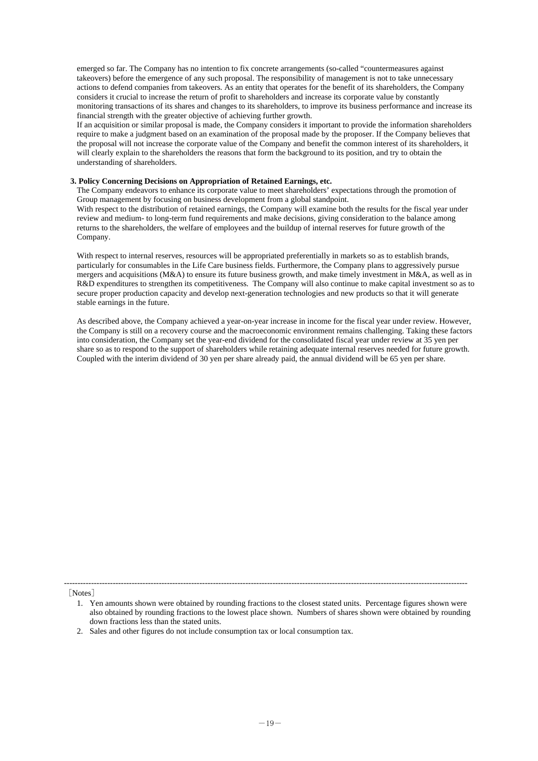emerged so far. The Company has no intention to fix concrete arrangements (so-called "countermeasures against takeovers) before the emergence of any such proposal. The responsibility of management is not to take unnecessary actions to defend companies from takeovers. As an entity that operates for the benefit of its shareholders, the Company considers it crucial to increase the return of profit to shareholders and increase its corporate value by constantly monitoring transactions of its shares and changes to its shareholders, to improve its business performance and increase its financial strength with the greater objective of achieving further growth.

If an acquisition or similar proposal is made, the Company considers it important to provide the information shareholders require to make a judgment based on an examination of the proposal made by the proposer. If the Company believes that the proposal will not increase the corporate value of the Company and benefit the common interest of its shareholders, it will clearly explain to the shareholders the reasons that form the background to its position, and try to obtain the understanding of shareholders.

**3. Policy Concerning Decisions on Appropriation of Retained Earnings, etc.**

The Company endeavors to enhance its corporate value to meet shareholders' expectations through the promotion of Group management by focusing on business development from a global standpoint.

With respect to the distribution of retained earnings, the Company will examine both the results for the fiscal year under review and medium- to long-term fund requirements and make decisions, giving consideration to the balance among returns to the shareholders, the welfare of employees and the buildup of internal reserves for future growth of the Company.

With respect to internal reserves, resources will be appropriated preferentially in markets so as to establish brands, particularly for consumables in the Life Care business fields. Furthermore, the Company plans to aggressively pursue mergers and acquisitions (M&A) to ensure its future business growth, and make timely investment in M&A, as well as in R&D expenditures to strengthen its competitiveness. The Company will also continue to make capital investment so as to secure proper production capacity and develop next-generation technologies and new products so that it will generate stable earnings in the future.

As described above, the Company achieved a year-on-year increase in income for the fiscal year under review. However, the Company is still on a recovery course and the macroeconomic environment remains challenging. Taking these factors into consideration, the Company set the year-end dividend for the consolidated fiscal year under review at 35 yen per share so as to respond to the support of shareholders while retaining adequate internal reserves needed for future growth. Coupled with the interim dividend of 30 yen per share already paid, the annual dividend will be 65 yen per share.

---

［Notes］

1. Yen amounts shown were obtained by rounding fractions to the closest stated units. Percentage figures shown were also obtained by rounding fractions to the lowest place shown. Numbers of shares shown were obtained by rounding down fractions less than the stated units.
2. Sales and other figures do not include consumption tax or local consumption tax.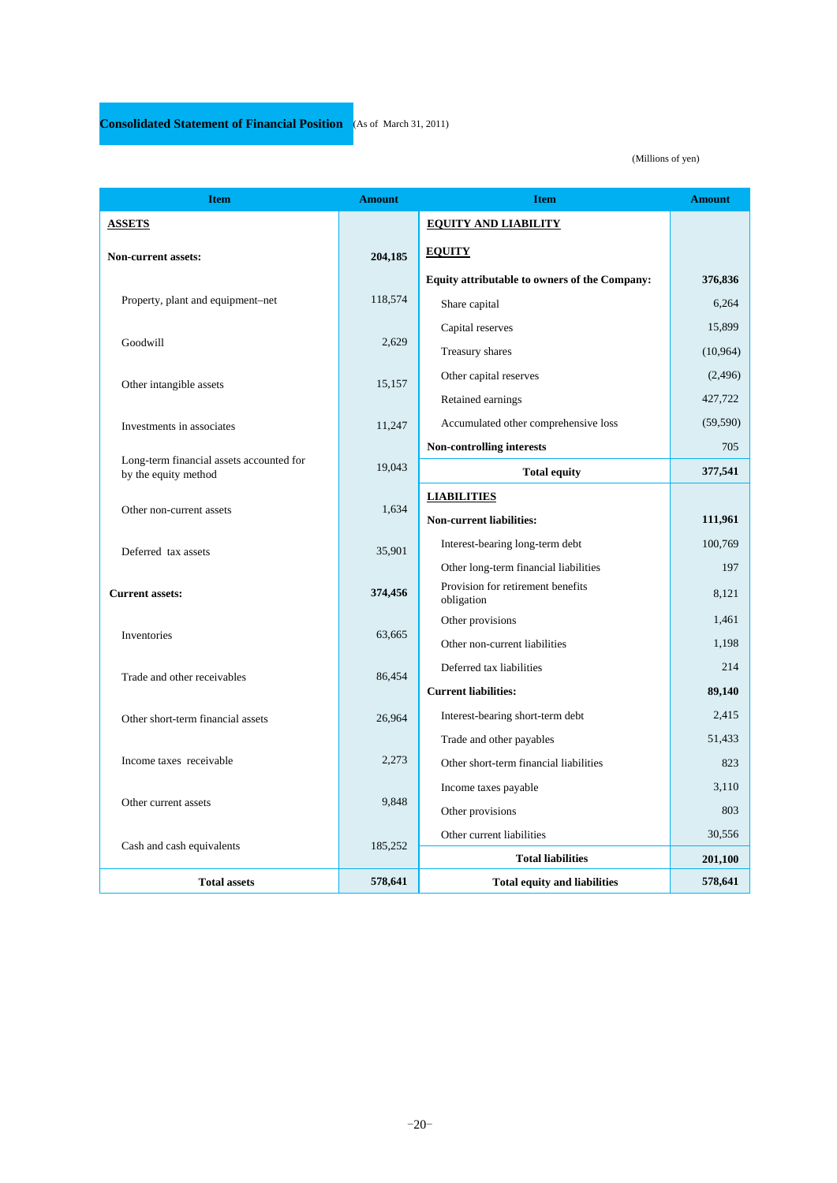## Consolidated Statement of Financial Position (As of March 31, 2011)

(Millions of yen)

| Item | Amount | Item | Amount |
|---|---|---|---|
| **ASSETS** | | **EQUITY AND LIABILITY** | |
| **Non-current assets:** | **204,185** | **EQUITY** | |
| | | **Equity attributable to owners of the Company:** | **376,836** |
| Property, plant and equipment–net | 118,574 | Share capital | 6,264 |
| | | Capital reserves | 15,899 |
| Goodwill | 2,629 | Treasury shares | (10,964) |
| Other intangible assets | 15,157 | Other capital reserves | (2,496) |
| | | Retained earnings | 427,722 |
| Investments in associates | 11,247 | Accumulated other comprehensive loss | (59,590) |
| | | **Non-controlling interests** | 705 |
| Long-term financial assets accounted for by the equity method | 19,043 | **Total equity** | **377,541** |
| | | **LIABILITIES** | |
| Other non-current assets | 1,634 | **Non-current liabilities:** | **111,961** |
| Deferred tax assets | 35,901 | Interest-bearing long-term debt | 100,769 |
| | | Other long-term financial liabilities | 197 |
| **Current assets:** | **374,456** | Provision for retirement benefits obligation | 8,121 |
| | | Other provisions | 1,461 |
| Inventories | 63,665 | Other non-current liabilities | 1,198 |
| | | Deferred tax liabilities | 214 |
| Trade and other receivables | 86,454 | **Current liabilities:** | **89,140** |
| | | Interest-bearing short-term debt | 2,415 |
| Other short-term financial assets | 26,964 | Trade and other payables | 51,433 |
| | | Other short-term financial liabilities | 823 |
| Income taxes receivable | 2,273 | Income taxes payable | 3,110 |
| Other current assets | 9,848 | Other provisions | 803 |
| | | Other current liabilities | 30,556 |
| Cash and cash equivalents | 185,252 | **Total liabilities** | **201,100** |
| **Total assets** | **578,641** | **Total equity and liabilities** | **578,641** |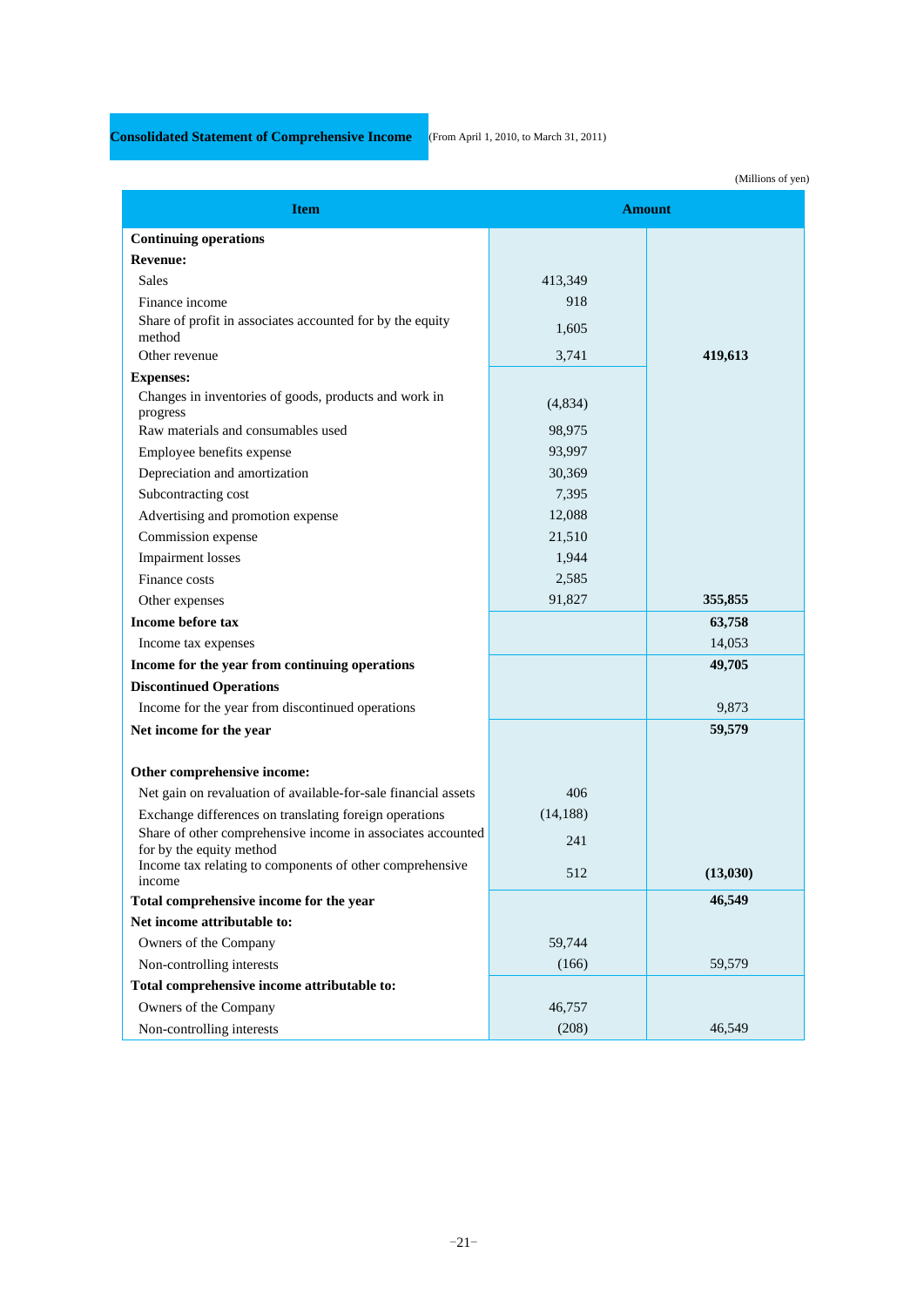## Consolidated Statement of Comprehensive Income

(From April 1, 2010, to March 31, 2011)

(Millions of yen)

| Item | Amount | |
|---|---|---|
| **Continuing operations** | | |
| **Revenue:** | | |
| Sales | 413,349 | |
| Finance income | 918 | |
| Share of profit in associates accounted for by the equity method | 1,605 | |
| Other revenue | 3,741 | **419,613** |
| **Expenses:** | | |
| Changes in inventories of goods, products and work in progress | (4,834) | |
| Raw materials and consumables used | 98,975 | |
| Employee benefits expense | 93,997 | |
| Depreciation and amortization | 30,369 | |
| Subcontracting cost | 7,395 | |
| Advertising and promotion expense | 12,088 | |
| Commission expense | 21,510 | |
| Impairment losses | 1,944 | |
| Finance costs | 2,585 | |
| Other expenses | 91,827 | **355,855** |
| **Income before tax** | | **63,758** |
| Income tax expenses | | 14,053 |
| **Income for the year from continuing operations** | | **49,705** |
| **Discontinued Operations** | | |
| Income for the year from discontinued operations | | 9,873 |
| **Net income for the year** | | **59,579** |
| **Other comprehensive income:** | | |
| Net gain on revaluation of available-for-sale financial assets | 406 | |
| Exchange differences on translating foreign operations | (14,188) | |
| Share of other comprehensive income in associates accounted for by the equity method | 241 | |
| Income tax relating to components of other comprehensive income | 512 | **(13,030)** |
| **Total comprehensive income for the year** | | **46,549** |
| **Net income attributable to:** | | |
| Owners of the Company | 59,744 | |
| Non-controlling interests | (166) | 59,579 |
| **Total comprehensive income attributable to:** | | |
| Owners of the Company | 46,757 | |
| Non-controlling interests | (208) | 46,549 |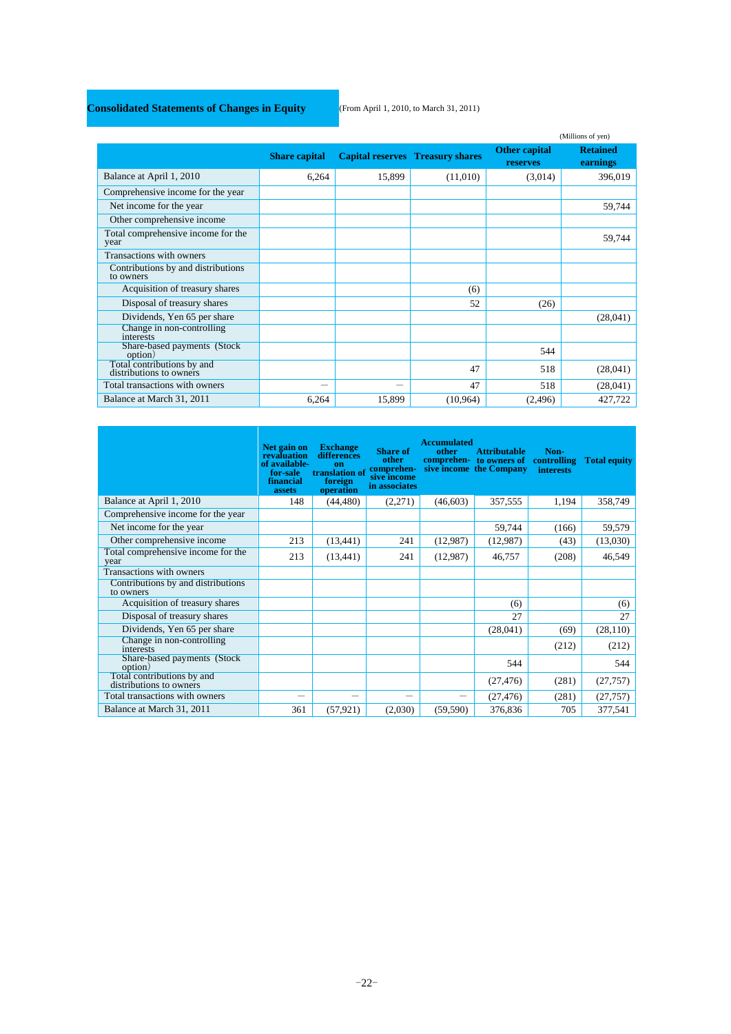## Consolidated Statements of Changes in Equity

(From April 1, 2010, to March 31, 2011)

(Millions of yen)

| | Share capital | Capital reserves | Treasury shares | Other capital reserves | Retained earnings |
|---|---|---|---|---|---|
| Balance at April 1, 2010 | 6,264 | 15,899 | (11,010) | (3,014) | 396,019 |
| Comprehensive income for the year | | | | | |
| Net income for the year | | | | | 59,744 |
| Other comprehensive income | | | | | |
| Total comprehensive income for the year | | | | | 59,744 |
| Transactions with owners | | | | | |
| Contributions by and distributions to owners | | | | | |
| Acquisition of treasury shares | | | (6) | | |
| Disposal of treasury shares | | | 52 | (26) | |
| Dividends, Yen 65 per share | | | | | (28,041) |
| Change in non-controlling interests | | | | | |
| Share-based payments (Stock option) | | | | 544 | |
| Total contributions by and distributions to owners | | | 47 | 518 | (28,041) |
| Total transactions with owners | — | — | 47 | 518 | (28,041) |
| Balance at March 31, 2011 | 6,264 | 15,899 | (10,964) | (2,496) | 427,722 |

| | Net gain on revaluation of available-for-sale financial assets | Exchange differences on translation of foreign operation | Share of other comprehensive income in associates | Accumulated other comprehensive income | Attributable to owners of the Company | Non-controlling interests | Total equity |
|---|---|---|---|---|---|---|---|
| Balance at April 1, 2010 | 148 | (44,480) | (2,271) | (46,603) | 357,555 | 1,194 | 358,749 |
| Comprehensive income for the year | | | | | | | |
| Net income for the year | | | | | 59,744 | (166) | 59,579 |
| Other comprehensive income | 213 | (13,441) | 241 | (12,987) | (12,987) | (43) | (13,030) |
| Total comprehensive income for the year | 213 | (13,441) | 241 | (12,987) | 46,757 | (208) | 46,549 |
| Transactions with owners | | | | | | | |
| Contributions by and distributions to owners | | | | | | | |
| Acquisition of treasury shares | | | | | (6) | | (6) |
| Disposal of treasury shares | | | | | 27 | | 27 |
| Dividends, Yen 65 per share | | | | | (28,041) | (69) | (28,110) |
| Change in non-controlling interests | | | | | | (212) | (212) |
| Share-based payments (Stock option) | | | | | 544 | | 544 |
| Total contributions by and distributions to owners | | | | | (27,476) | (281) | (27,757) |
| Total transactions with owners | — | — | — | — | (27,476) | (281) | (27,757) |
| Balance at March 31, 2011 | 361 | (57,921) | (2,030) | (59,590) | 376,836 | 705 | 377,541 |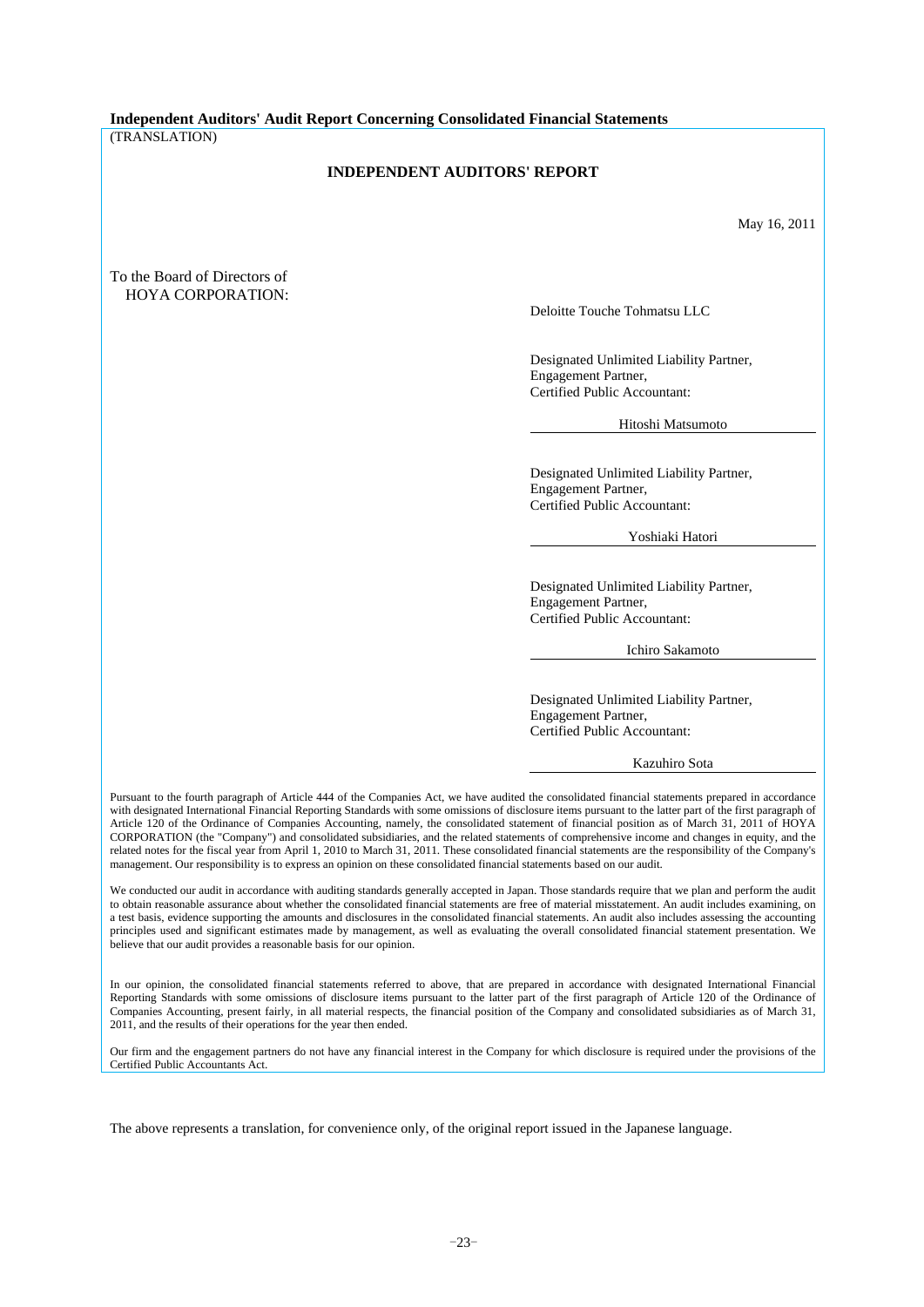**Independent Auditors' Audit Report Concerning Consolidated Financial Statements**

(TRANSLATION)

## INDEPENDENT AUDITORS' REPORT

May 16, 2011

To the Board of Directors of
HOYA CORPORATION:

Deloitte Touche Tohmatsu LLC

Designated Unlimited Liability Partner,
Engagement Partner,
Certified Public Accountant:

Hitoshi Matsumoto

Designated Unlimited Liability Partner,
Engagement Partner,
Certified Public Accountant:

Yoshiaki Hatori

Designated Unlimited Liability Partner,
Engagement Partner,
Certified Public Accountant:

Ichiro Sakamoto

Designated Unlimited Liability Partner,
Engagement Partner,
Certified Public Accountant:

Kazuhiro Sota

Pursuant to the fourth paragraph of Article 444 of the Companies Act, we have audited the consolidated financial statements prepared in accordance with designated International Financial Reporting Standards with some omissions of disclosure items pursuant to the latter part of the first paragraph of Article 120 of the Ordinance of Companies Accounting, namely, the consolidated statement of financial position as of March 31, 2011 of HOYA CORPORATION (the "Company") and consolidated subsidiaries, and the related statements of comprehensive income and changes in equity, and the related notes for the fiscal year from April 1, 2010 to March 31, 2011. These consolidated financial statements are the responsibility of the Company's management. Our responsibility is to express an opinion on these consolidated financial statements based on our audit.

We conducted our audit in accordance with auditing standards generally accepted in Japan. Those standards require that we plan and perform the audit to obtain reasonable assurance about whether the consolidated financial statements are free of material misstatement. An audit includes examining, on a test basis, evidence supporting the amounts and disclosures in the consolidated financial statements. An audit also includes assessing the accounting principles used and significant estimates made by management, as well as evaluating the overall consolidated financial statement presentation. We believe that our audit provides a reasonable basis for our opinion.

In our opinion, the consolidated financial statements referred to above, that are prepared in accordance with designated International Financial Reporting Standards with some omissions of disclosure items pursuant to the latter part of the first paragraph of Article 120 of the Ordinance of Companies Accounting, present fairly, in all material respects, the financial position of the Company and consolidated subsidiaries as of March 31, 2011, and the results of their operations for the year then ended.

Our firm and the engagement partners do not have any financial interest in the Company for which disclosure is required under the provisions of the Certified Public Accountants Act.

The above represents a translation, for convenience only, of the original report issued in the Japanese language.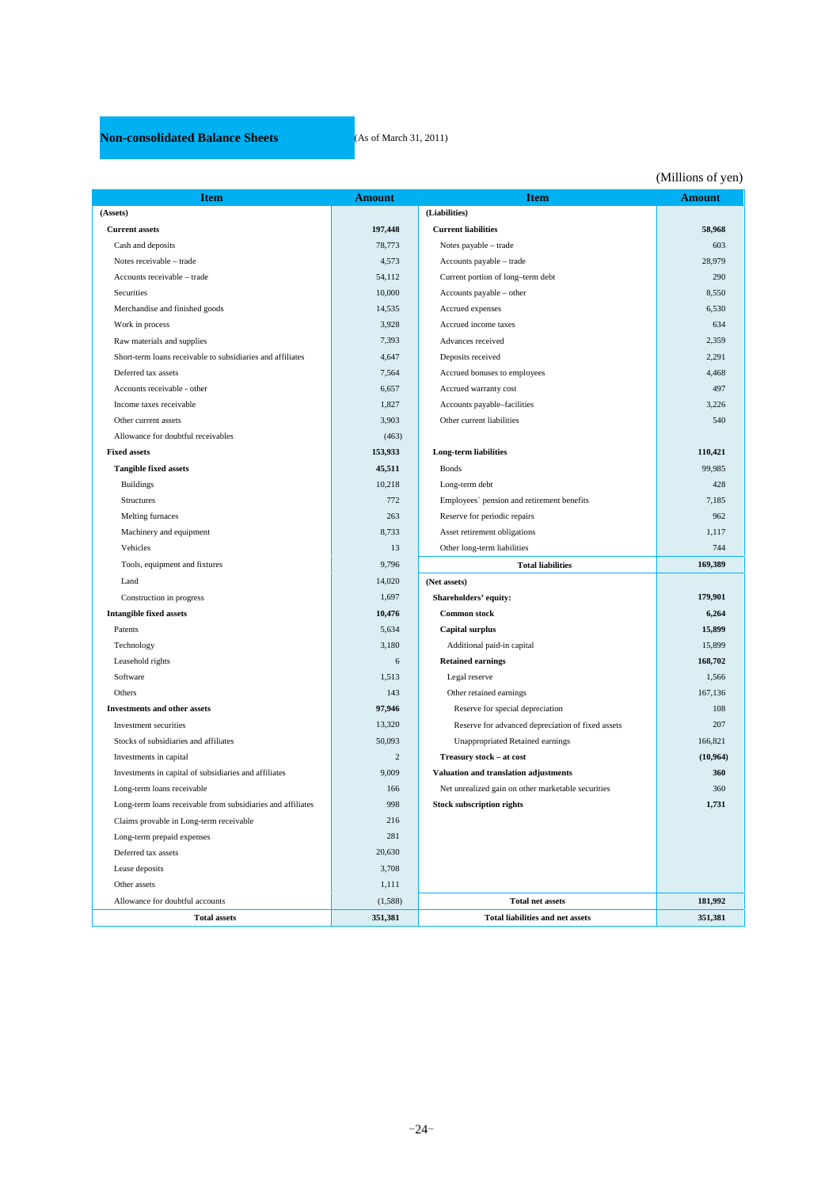## Non-consolidated Balance Sheets

(As of March 31, 2011)

(Millions of yen)

| Item | Amount | Item | Amount |
|---|---|---|---|
| (Assets) | | (Liabilities) | |
| **Current assets** | **197,448** | **Current liabilities** | **58,968** |
| Cash and deposits | 78,773 | Notes payable – trade | 603 |
| Notes receivable – trade | 4,573 | Accounts payable – trade | 28,979 |
| Accounts receivable – trade | 54,112 | Current portion of long–term debt | 290 |
| Securities | 10,000 | Accounts payable – other | 8,550 |
| Merchandise and finished goods | 14,535 | Accrued expenses | 6,530 |
| Work in process | 3,928 | Accrued income taxes | 634 |
| Raw materials and supplies | 7,393 | Advances received | 2,359 |
| Short-term loans receivable to subsidiaries and affiliates | 4,647 | Deposits received | 2,291 |
| Deferred tax assets | 7,564 | Accrued bonuses to employees | 4,468 |
| Accounts receivable - other | 6,657 | Accrued warranty cost | 497 |
| Income taxes receivable | 1,827 | Accounts payable–facilities | 3,226 |
| Other current assets | 3,903 | Other current liabilities | 540 |
| Allowance for doubtful receivables | (463) | | |
| **Fixed assets** | **153,933** | **Long-term liabilities** | **110,421** |
| **Tangible fixed assets** | **45,511** | Bonds | 99,985 |
| Buildings | 10,218 | Long-term debt | 428 |
| Structures | 772 | Employees` pension and retirement benefits | 7,185 |
| Melting furnaces | 263 | Reserve for periodic repairs | 962 |
| Machinery and equipment | 8,733 | Asset retirement obligations | 1,117 |
| Vehicles | 13 | Other long-term liabilities | 744 |
| Tools, equipment and fixtures | 9,796 | **Total liabilities** | **169,389** |
| Land | 14,020 | (Net assets) | |
| Construction in progress | 1,697 | **Shareholders' equity:** | **179,901** |
| **Intangible fixed assets** | **10,476** | **Common stock** | **6,264** |
| Patents | 5,634 | **Capital surplus** | **15,899** |
| Technology | 3,180 | Additional paid-in capital | 15,899 |
| Leasehold rights | 6 | **Retained earnings** | **168,702** |
| Software | 1,513 | Legal reserve | 1,566 |
| Others | 143 | Other retained earnings | 167,136 |
| **Investments and other assets** | **97,946** | Reserve for special depreciation | 108 |
| Investment securities | 13,320 | Reserve for advanced depreciation of fixed assets | 207 |
| Stocks of subsidiaries and affiliates | 50,093 | Unappropriated Retained earnings | 166,821 |
| Investments in capital | 2 | **Treasury stock – at cost** | **(10,964)** |
| Investments in capital of subsidiaries and affiliates | 9,009 | **Valuation and translation adjustments** | **360** |
| Long-term loans receivable | 166 | Net unrealized gain on other marketable securities | 360 |
| Long-term loans receivable from subsidiaries and affiliates | 998 | **Stock subscription rights** | **1,731** |
| Claims provable in Long-term receivable | 216 | | |
| Long-term prepaid expenses | 281 | | |
| Deferred tax assets | 20,630 | | |
| Lease deposits | 3,708 | | |
| Other assets | 1,111 | | |
| Allowance for doubtful accounts | (1,588) | **Total net assets** | **181,992** |
| **Total assets** | **351,381** | **Total liabilities and net assets** | **351,381** |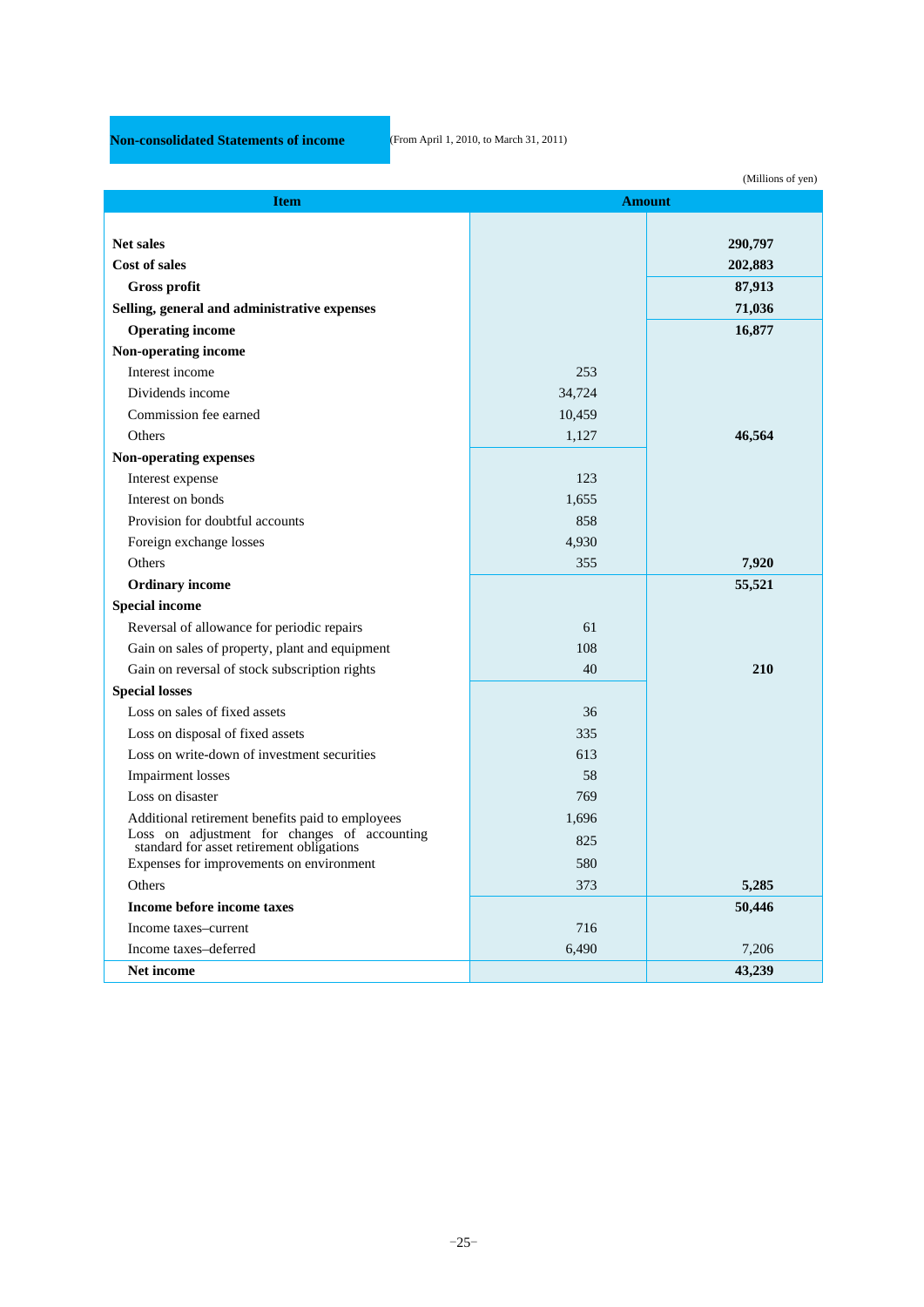## Non-consolidated Statements of income

(From April 1, 2010, to March 31, 2011)

(Millions of yen)

| Item | Amount | |
|---|---|---|
| **Net sales** | | **290,797** |
| **Cost of sales** | | **202,883** |
| **Gross profit** | | **87,913** |
| **Selling, general and administrative expenses** | | **71,036** |
| **Operating income** | | **16,877** |
| **Non-operating income** | | |
| Interest income | 253 | |
| Dividends income | 34,724 | |
| Commission fee earned | 10,459 | |
| Others | 1,127 | **46,564** |
| **Non-operating expenses** | | |
| Interest expense | 123 | |
| Interest on bonds | 1,655 | |
| Provision for doubtful accounts | 858 | |
| Foreign exchange losses | 4,930 | |
| Others | 355 | **7,920** |
| **Ordinary income** | | **55,521** |
| **Special income** | | |
| Reversal of allowance for periodic repairs | 61 | |
| Gain on sales of property, plant and equipment | 108 | |
| Gain on reversal of stock subscription rights | 40 | **210** |
| **Special losses** | | |
| Loss on sales of fixed assets | 36 | |
| Loss on disposal of fixed assets | 335 | |
| Loss on write-down of investment securities | 613 | |
| Impairment losses | 58 | |
| Loss on disaster | 769 | |
| Additional retirement benefits paid to employees | 1,696 | |
| Loss on adjustment for changes of accounting standard for asset retirement obligations | 825 | |
| Expenses for improvements on environment | 580 | |
| Others | 373 | **5,285** |
| **Income before income taxes** | | **50,446** |
| Income taxes–current | 716 | |
| Income taxes–deferred | 6,490 | 7,206 |
| **Net income** | | **43,239** |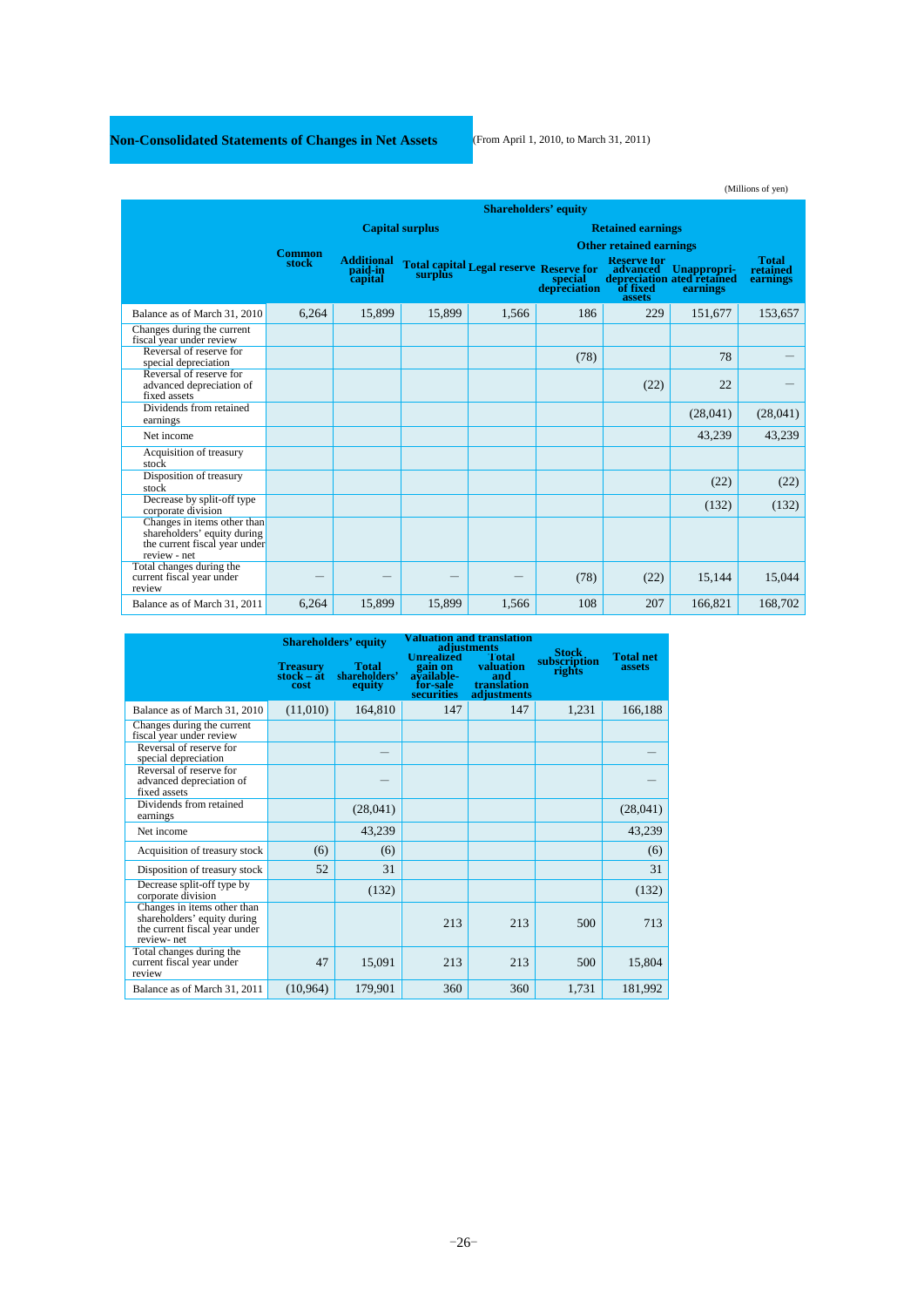## Non-Consolidated Statements of Changes in Net Assets

(From April 1, 2010, to March 31, 2011)

(Millions of yen)

| | Shareholders' equity | | | | | | | |
|---|---|---|---|---|---|---|---|---|
| | | Capital surplus | | Retained earnings | | | | |
| | | | | | Other retained earnings | | | |
| | Common stock | Additional paid-in capital | Total capital surplus | Legal reserve | Reserve for special depreciation | Reserve for advanced depreciation of fixed assets | Unappropriated retained earnings | Total retained earnings |
| Balance as of March 31, 2010 | 6,264 | 15,899 | 15,899 | 1,566 | 186 | 229 | 151,677 | 153,657 |
| Changes during the current fiscal year under review | | | | | | | | |
| Reversal of reserve for special depreciation | | | | | (78) | | 78 | ― |
| Reversal of reserve for advanced depreciation of fixed assets | | | | | | (22) | 22 | ― |
| Dividends from retained earnings | | | | | | | (28,041) | (28,041) |
| Net income | | | | | | | 43,239 | 43,239 |
| Acquisition of treasury stock | | | | | | | | |
| Disposition of treasury stock | | | | | | | (22) | (22) |
| Decrease by split-off type corporate division | | | | | | | (132) | (132) |
| Changes in items other than shareholders' equity during the current fiscal year under review - net | | | | | | | | |
| Total changes during the current fiscal year under review | ― | ― | ― | ― | (78) | (22) | 15,144 | 15,044 |
| Balance as of March 31, 2011 | 6,264 | 15,899 | 15,899 | 1,566 | 108 | 207 | 166,821 | 168,702 |

| | Shareholders' equity | | Valuation and translation adjustments | | Stock subscription rights | Total net assets |
|---|---|---|---|---|---|---|
| | Treasury stock – at cost | Total shareholders' equity | Unrealized gain on available-for-sale securities | Total valuation and translation adjustments | | |
| Balance as of March 31, 2010 | (11,010) | 164,810 | 147 | 147 | 1,231 | 166,188 |
| Changes during the current fiscal year under review | | | | | | |
| Reversal of reserve for special depreciation | | ― | | | | ― |
| Reversal of reserve for advanced depreciation of fixed assets | | ― | | | | ― |
| Dividends from retained earnings | | (28,041) | | | | (28,041) |
| Net income | | 43,239 | | | | 43,239 |
| Acquisition of treasury stock | (6) | (6) | | | | (6) |
| Disposition of treasury stock | 52 | 31 | | | | 31 |
| Decrease split-off type by corporate division | | (132) | | | | (132) |
| Changes in items other than shareholders' equity during the current fiscal year under review- net | | | 213 | 213 | 500 | 713 |
| Total changes during the current fiscal year under review | 47 | 15,091 | 213 | 213 | 500 | 15,804 |
| Balance as of March 31, 2011 | (10,964) | 179,901 | 360 | 360 | 1,731 | 181,992 |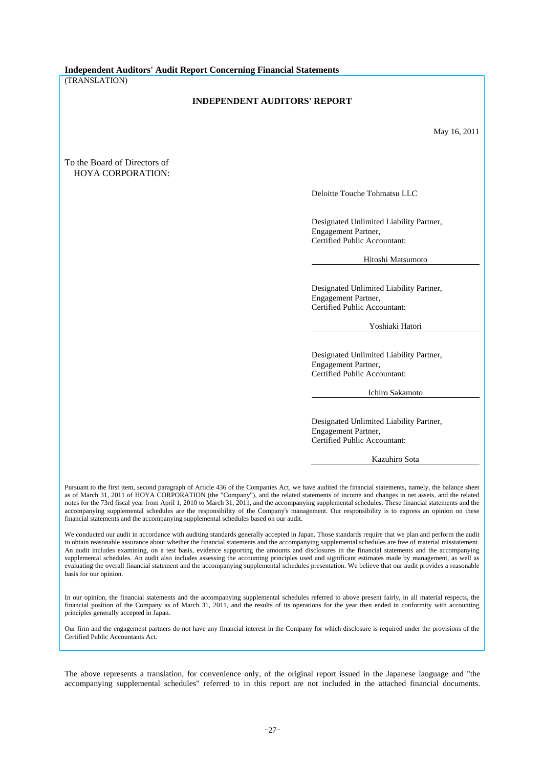**Independent Auditors' Audit Report Concerning Financial Statements**

(TRANSLATION)

## INDEPENDENT AUDITORS' REPORT

May 16, 2011

To the Board of Directors of
HOYA CORPORATION:

Deloitte Touche Tohmatsu LLC

Designated Unlimited Liability Partner,
Engagement Partner,
Certified Public Accountant:

Hitoshi Matsumoto

Designated Unlimited Liability Partner,
Engagement Partner,
Certified Public Accountant:

Yoshiaki Hatori

Designated Unlimited Liability Partner,
Engagement Partner,
Certified Public Accountant:

Ichiro Sakamoto

Designated Unlimited Liability Partner,
Engagement Partner,
Certified Public Accountant:

Kazuhiro Sota

Pursuant to the first item, second paragraph of Article 436 of the Companies Act, we have audited the financial statements, namely, the balance sheet as of March 31, 2011 of HOYA CORPORATION (the "Company"), and the related statements of income and changes in net assets, and the related notes for the 73rd fiscal year from April 1, 2010 to March 31, 2011, and the accompanying supplemental schedules. These financial statements and the accompanying supplemental schedules are the responsibility of the Company's management. Our responsibility is to express an opinion on these financial statements and the accompanying supplemental schedules based on our audit.

We conducted our audit in accordance with auditing standards generally accepted in Japan. Those standards require that we plan and perform the audit to obtain reasonable assurance about whether the financial statements and the accompanying supplemental schedules are free of material misstatement. An audit includes examining, on a test basis, evidence supporting the amounts and disclosures in the financial statements and the accompanying supplemental schedules. An audit also includes assessing the accounting principles used and significant estimates made by management, as well as evaluating the overall financial statement and the accompanying supplemental schedules presentation. We believe that our audit provides a reasonable basis for our opinion.

In our opinion, the financial statements and the accompanying supplemental schedules referred to above present fairly, in all material respects, the financial position of the Company as of March 31, 2011, and the results of its operations for the year then ended in conformity with accounting principles generally accepted in Japan.

Our firm and the engagement partners do not have any financial interest in the Company for which disclosure is required under the provisions of the Certified Public Accountants Act.

The above represents a translation, for convenience only, of the original report issued in the Japanese language and "the accompanying supplemental schedules" referred to in this report are not included in the attached financial documents.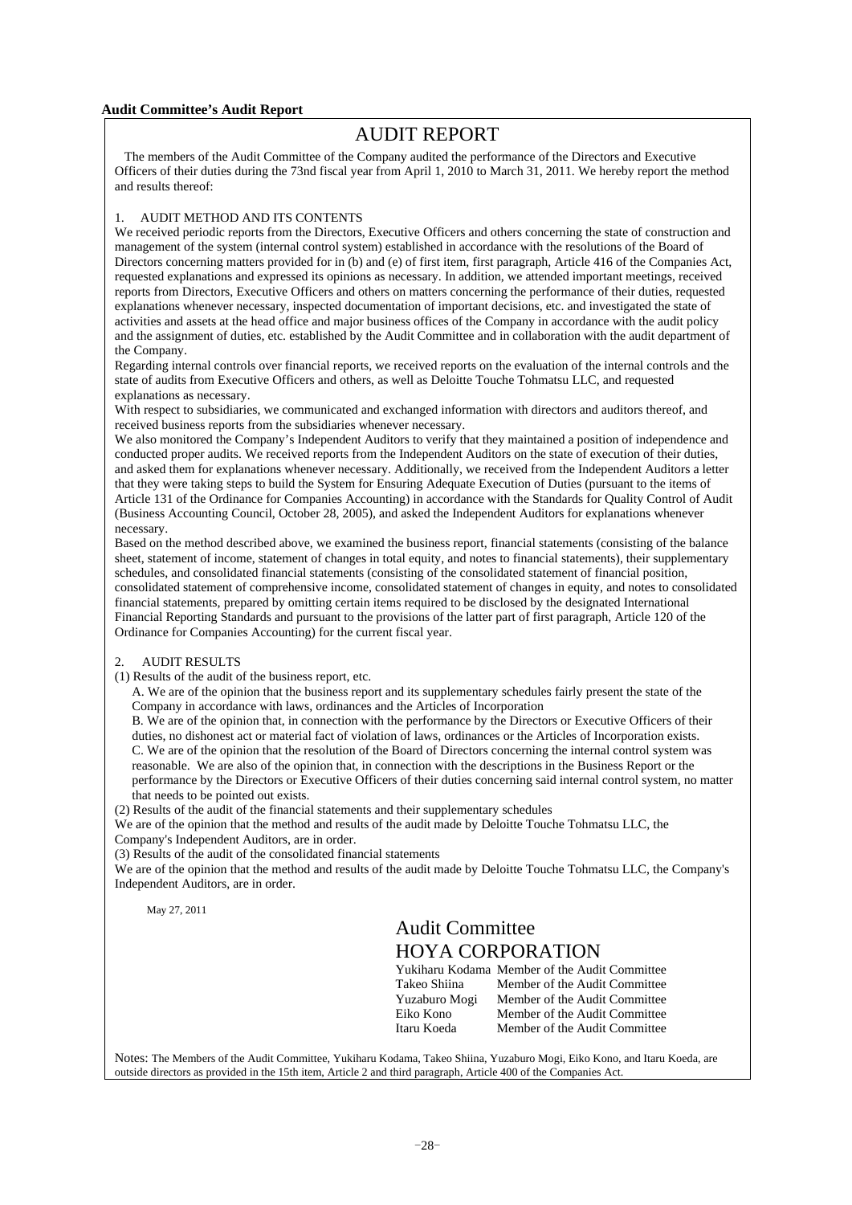**Audit Committee's Audit Report**

# AUDIT REPORT

The members of the Audit Committee of the Company audited the performance of the Directors and Executive Officers of their duties during the 73nd fiscal year from April 1, 2010 to March 31, 2011. We hereby report the method and results thereof:

1. AUDIT METHOD AND ITS CONTENTS

We received periodic reports from the Directors, Executive Officers and others concerning the state of construction and management of the system (internal control system) established in accordance with the resolutions of the Board of Directors concerning matters provided for in (b) and (e) of first item, first paragraph, Article 416 of the Companies Act, requested explanations and expressed its opinions as necessary. In addition, we attended important meetings, received reports from Directors, Executive Officers and others on matters concerning the performance of their duties, requested explanations whenever necessary, inspected documentation of important decisions, etc. and investigated the state of activities and assets at the head office and major business offices of the Company in accordance with the audit policy and the assignment of duties, etc. established by the Audit Committee and in collaboration with the audit department of the Company.

Regarding internal controls over financial reports, we received reports on the evaluation of the internal controls and the state of audits from Executive Officers and others, as well as Deloitte Touche Tohmatsu LLC, and requested explanations as necessary.

With respect to subsidiaries, we communicated and exchanged information with directors and auditors thereof, and received business reports from the subsidiaries whenever necessary.

We also monitored the Company's Independent Auditors to verify that they maintained a position of independence and conducted proper audits. We received reports from the Independent Auditors on the state of execution of their duties, and asked them for explanations whenever necessary. Additionally, we received from the Independent Auditors a letter that they were taking steps to build the System for Ensuring Adequate Execution of Duties (pursuant to the items of Article 131 of the Ordinance for Companies Accounting) in accordance with the Standards for Quality Control of Audit (Business Accounting Council, October 28, 2005), and asked the Independent Auditors for explanations whenever necessary.

Based on the method described above, we examined the business report, financial statements (consisting of the balance sheet, statement of income, statement of changes in total equity, and notes to financial statements), their supplementary schedules, and consolidated financial statements (consisting of the consolidated statement of financial position, consolidated statement of comprehensive income, consolidated statement of changes in equity, and notes to consolidated financial statements, prepared by omitting certain items required to be disclosed by the designated International Financial Reporting Standards and pursuant to the provisions of the latter part of first paragraph, Article 120 of the Ordinance for Companies Accounting) for the current fiscal year.

2. AUDIT RESULTS

(1) Results of the audit of the business report, etc.

A. We are of the opinion that the business report and its supplementary schedules fairly present the state of the Company in accordance with laws, ordinances and the Articles of Incorporation

B. We are of the opinion that, in connection with the performance by the Directors or Executive Officers of their duties, no dishonest act or material fact of violation of laws, ordinances or the Articles of Incorporation exists.

C. We are of the opinion that the resolution of the Board of Directors concerning the internal control system was reasonable. We are also of the opinion that, in connection with the descriptions in the Business Report or the performance by the Directors or Executive Officers of their duties concerning said internal control system, no matter that needs to be pointed out exists.

(2) Results of the audit of the financial statements and their supplementary schedules

We are of the opinion that the method and results of the audit made by Deloitte Touche Tohmatsu LLC, the Company's Independent Auditors, are in order.

(3) Results of the audit of the consolidated financial statements

We are of the opinion that the method and results of the audit made by Deloitte Touche Tohmatsu LLC, the Company's Independent Auditors, are in order.

May 27, 2011

Audit Committee
HOYA CORPORATION

Yukiharu Kodama Member of the Audit Committee
Takeo Shiina Member of the Audit Committee
Yuzaburo Mogi Member of the Audit Committee
Eiko Kono Member of the Audit Committee
Itaru Koeda Member of the Audit Committee

Notes: The Members of the Audit Committee, Yukiharu Kodama, Takeo Shiina, Yuzaburo Mogi, Eiko Kono, and Itaru Koeda, are outside directors as provided in the 15th item, Article 2 and third paragraph, Article 400 of the Companies Act.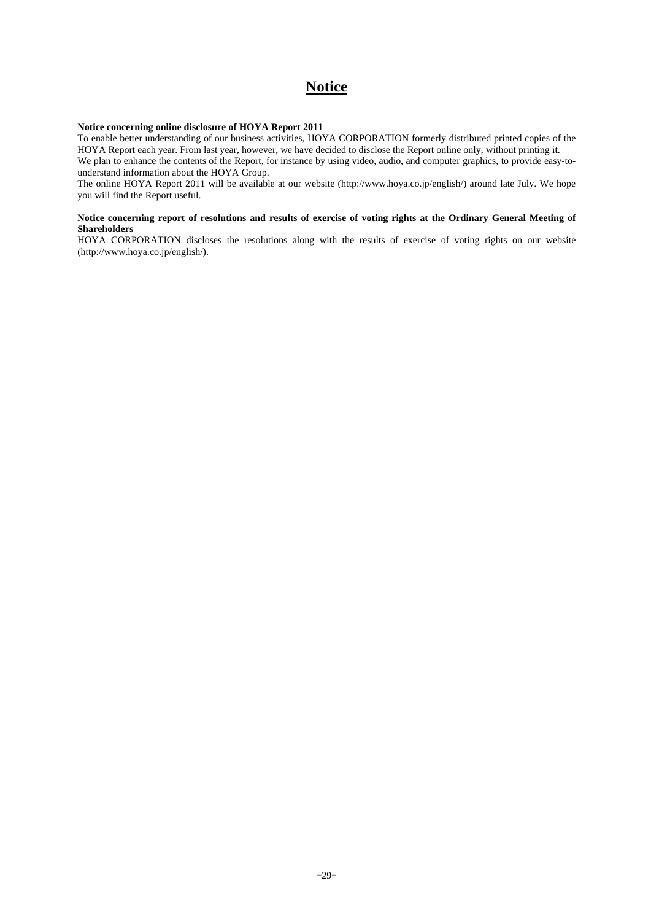# Notice

**Notice concerning online disclosure of HOYA Report 2011**

To enable better understanding of our business activities, HOYA CORPORATION formerly distributed printed copies of the HOYA Report each year. From last year, however, we have decided to disclose the Report online only, without printing it.
We plan to enhance the contents of the Report, for instance by using video, audio, and computer graphics, to provide easy-to-understand information about the HOYA Group.
The online HOYA Report 2011 will be available at our website (http://www.hoya.co.jp/english/) around late July. We hope you will find the Report useful.

**Notice concerning report of resolutions and results of exercise of voting rights at the Ordinary General Meeting of Shareholders**

HOYA CORPORATION discloses the resolutions along with the results of exercise of voting rights on our website (http://www.hoya.co.jp/english/).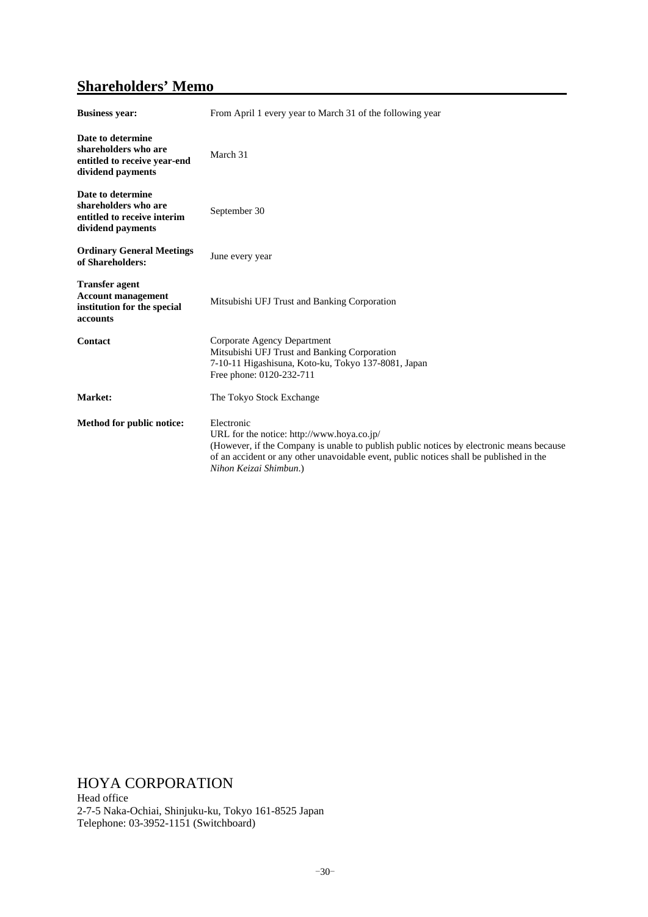# Shareholders' Memo

| | |
|---|---|
| **Business year:** | From April 1 every year to March 31 of the following year |
| **Date to determine shareholders who are entitled to receive year-end dividend payments** | March 31 |
| **Date to determine shareholders who are entitled to receive interim dividend payments** | September 30 |
| **Ordinary General Meetings of Shareholders:** | June every year |
| **Transfer agent Account management institution for the special accounts** | Mitsubishi UFJ Trust and Banking Corporation |
| **Contact** | Corporate Agency Department<br>Mitsubishi UFJ Trust and Banking Corporation<br>7-10-11 Higashisuna, Koto-ku, Tokyo 137-8081, Japan<br>Free phone: 0120-232-711 |
| **Market:** | The Tokyo Stock Exchange |
| **Method for public notice:** | Electronic<br>URL for the notice: http://www.hoya.co.jp/<br>(However, if the Company is unable to publish public notices by electronic means because of an accident or any other unavoidable event, public notices shall be published in the *Nihon Keizai Shimbun*.) |

HOYA CORPORATION

Head office
2-7-5 Naka-Ochiai, Shinjuku-ku, Tokyo 161-8525 Japan
Telephone: 03-3952-1151 (Switchboard)